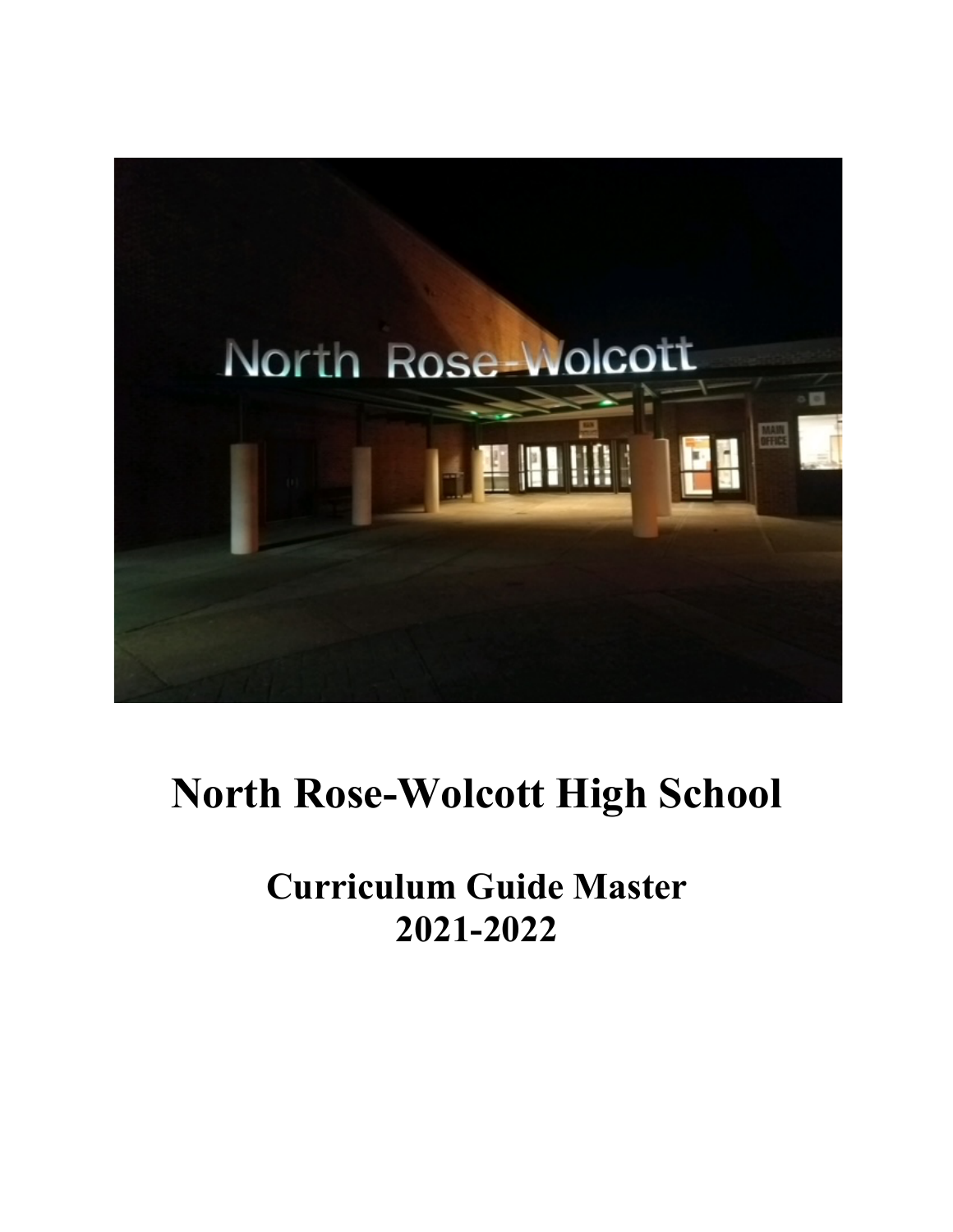# North Rose-Wolcott High School

## Curriculum Guide Master
## 2021-2022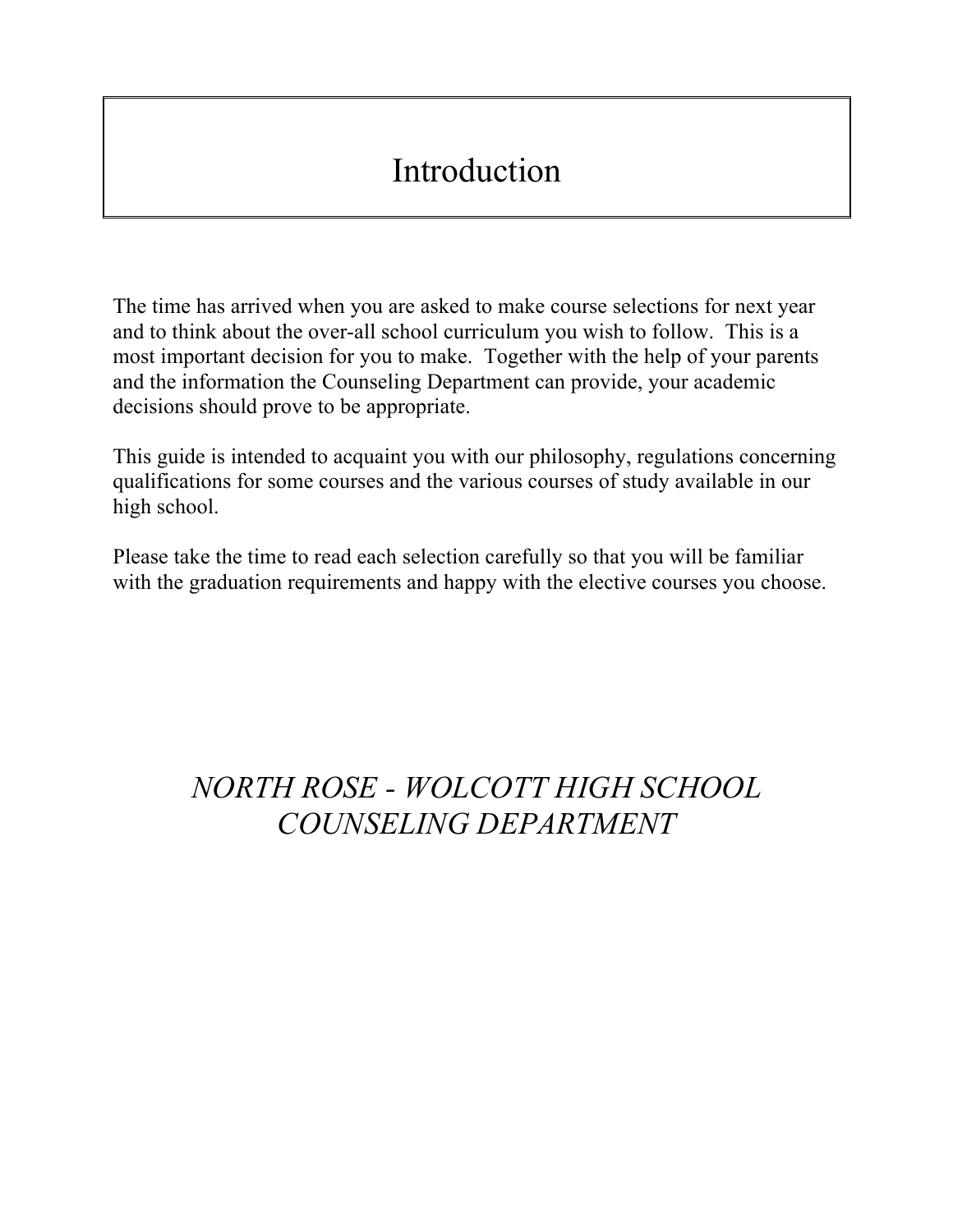# Introduction

The time has arrived when you are asked to make course selections for next year and to think about the over-all school curriculum you wish to follow. This is a most important decision for you to make. Together with the help of your parents and the information the Counseling Department can provide, your academic decisions should prove to be appropriate.

This guide is intended to acquaint you with our philosophy, regulations concerning qualifications for some courses and the various courses of study available in our high school.

Please take the time to read each selection carefully so that you will be familiar with the graduation requirements and happy with the elective courses you choose.

*NORTH ROSE - WOLCOTT HIGH SCHOOL*
*COUNSELING DEPARTMENT*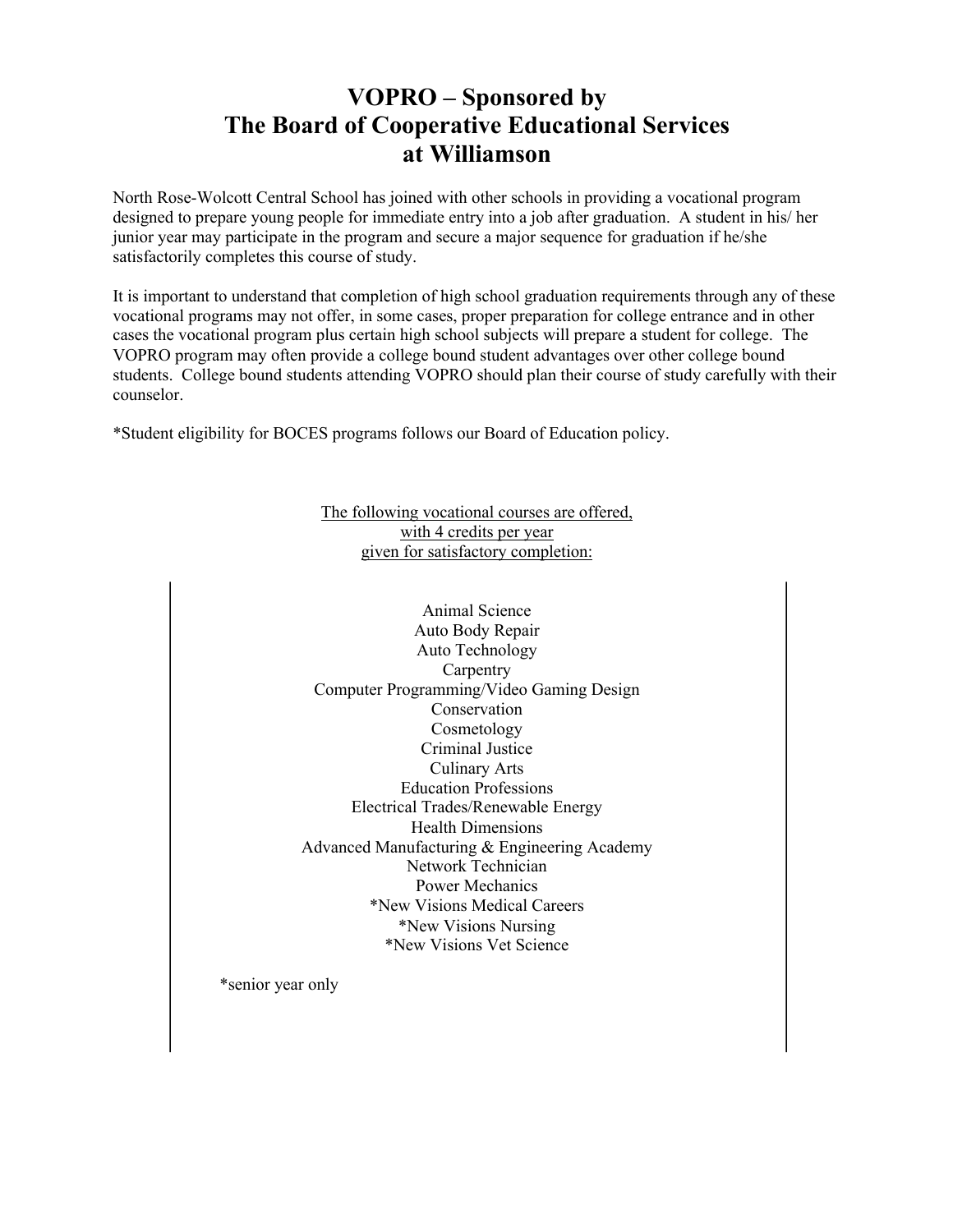# VOPRO – Sponsored by The Board of Cooperative Educational Services at Williamson

North Rose-Wolcott Central School has joined with other schools in providing a vocational program designed to prepare young people for immediate entry into a job after graduation. A student in his/ her junior year may participate in the program and secure a major sequence for graduation if he/she satisfactorily completes this course of study.

It is important to understand that completion of high school graduation requirements through any of these vocational programs may not offer, in some cases, proper preparation for college entrance and in other cases the vocational program plus certain high school subjects will prepare a student for college. The VOPRO program may often provide a college bound student advantages over other college bound students. College bound students attending VOPRO should plan their course of study carefully with their counselor.

*Student eligibility for BOCES programs follows our Board of Education policy.

The following vocational courses are offered, with 4 credits per year given for satisfactory completion:

Animal Science
Auto Body Repair
Auto Technology
Carpentry
Computer Programming/Video Gaming Design
Conservation
Cosmetology
Criminal Justice
Culinary Arts
Education Professions
Electrical Trades/Renewable Energy
Health Dimensions
Advanced Manufacturing & Engineering Academy
Network Technician
Power Mechanics
*New Visions Medical Careers
*New Visions Nursing
*New Visions Vet Science

*senior year only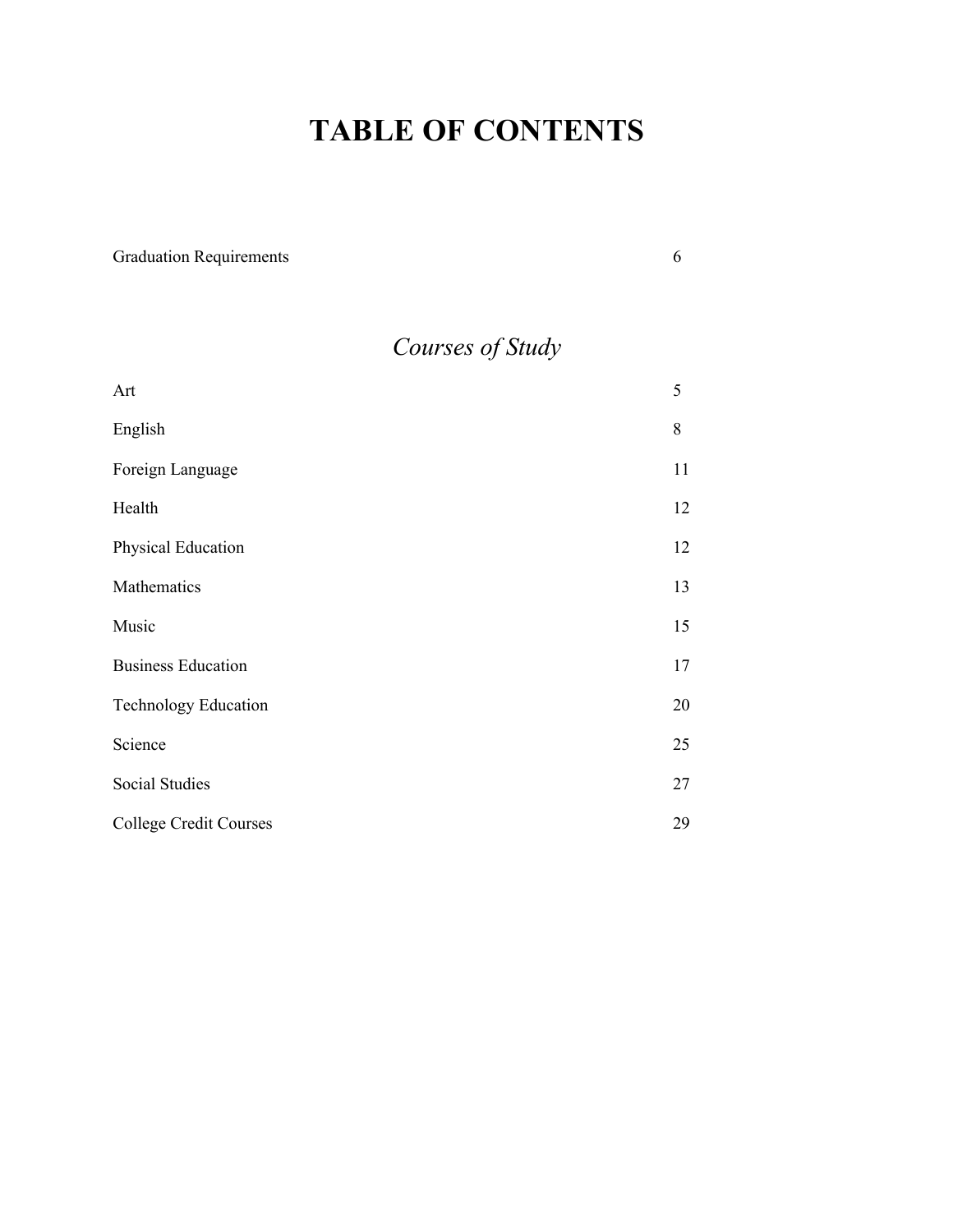# TABLE OF CONTENTS

| | |
|---|---|
| Graduation Requirements | 6 |

## *Courses of Study*

| | |
|---|---|
| Art | 5 |
| English | 8 |
| Foreign Language | 11 |
| Health | 12 |
| Physical Education | 12 |
| Mathematics | 13 |
| Music | 15 |
| Business Education | 17 |
| Technology Education | 20 |
| Science | 25 |
| Social Studies | 27 |
| College Credit Courses | 29 |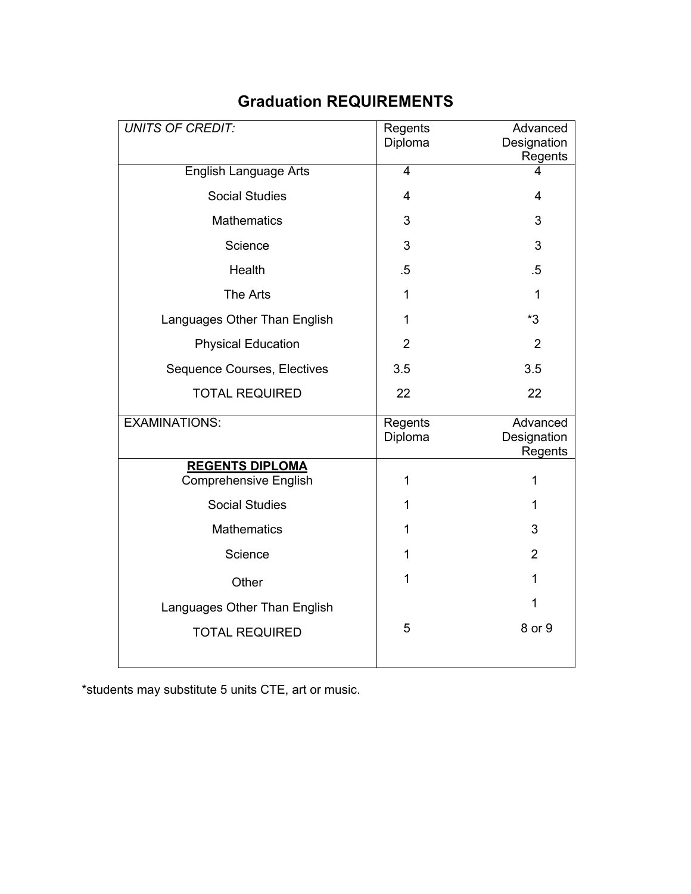# Graduation REQUIREMENTS

| *UNITS OF CREDIT:* | Regents Diploma | Advanced Designation Regents |
|---|---|---|
| English Language Arts | 4 | 4 |
| Social Studies | 4 | 4 |
| Mathematics | 3 | 3 |
| Science | 3 | 3 |
| Health | .5 | .5 |
| The Arts | 1 | 1 |
| Languages Other Than English | 1 | *3 |
| Physical Education | 2 | 2 |
| Sequence Courses, Electives | 3.5 | 3.5 |
| TOTAL REQUIRED | 22 | 22 |
| **EXAMINATIONS:** | **Regents Diploma** | **Advanced Designation Regents** |
| **REGENTS DIPLOMA** | | |
| Comprehensive English | 1 | 1 |
| Social Studies | 1 | 1 |
| Mathematics | 1 | 3 |
| Science | 1 | 2 |
| Other | 1 | 1 |
| Languages Other Than English | | 1 |
| TOTAL REQUIRED | 5 | 8 or 9 |

*students may substitute 5 units CTE, art or music.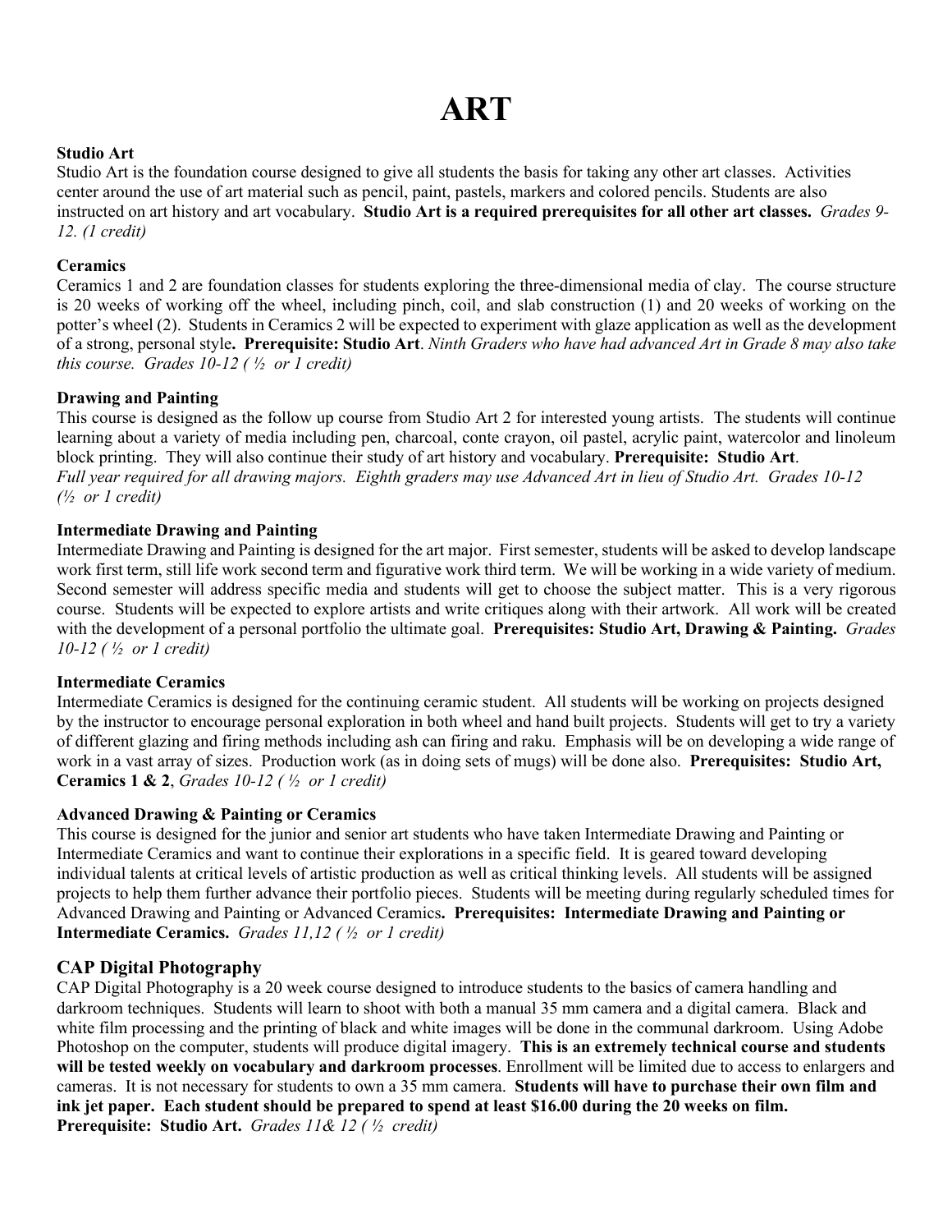# ART

**Studio Art**

Studio Art is the foundation course designed to give all students the basis for taking any other art classes. Activities center around the use of art material such as pencil, paint, pastels, markers and colored pencils. Students are also instructed on art history and art vocabulary. **Studio Art is a required prerequisites for all other art classes.** *Grades 9-12. (1 credit)*

**Ceramics**

Ceramics 1 and 2 are foundation classes for students exploring the three-dimensional media of clay. The course structure is 20 weeks of working off the wheel, including pinch, coil, and slab construction (1) and 20 weeks of working on the potter's wheel (2). Students in Ceramics 2 will be expected to experiment with glaze application as well as the development of a strong, personal style**. Prerequisite: Studio Art**. *Ninth Graders who have had advanced Art in Grade 8 may also take this course. Grades 10-12 ( ½ or 1 credit)*

**Drawing and Painting**

This course is designed as the follow up course from Studio Art 2 for interested young artists. The students will continue learning about a variety of media including pen, charcoal, conte crayon, oil pastel, acrylic paint, watercolor and linoleum block printing. They will also continue their study of art history and vocabulary. **Prerequisite: Studio Art**.
*Full year required for all drawing majors. Eighth graders may use Advanced Art in lieu of Studio Art. Grades 10-12 (½ or 1 credit)*

**Intermediate Drawing and Painting**

Intermediate Drawing and Painting is designed for the art major. First semester, students will be asked to develop landscape work first term, still life work second term and figurative work third term. We will be working in a wide variety of medium. Second semester will address specific media and students will get to choose the subject matter. This is a very rigorous course. Students will be expected to explore artists and write critiques along with their artwork. All work will be created with the development of a personal portfolio the ultimate goal. **Prerequisites: Studio Art, Drawing & Painting.** *Grades 10-12 ( ½ or 1 credit)*

**Intermediate Ceramics**

Intermediate Ceramics is designed for the continuing ceramic student. All students will be working on projects designed by the instructor to encourage personal exploration in both wheel and hand built projects. Students will get to try a variety of different glazing and firing methods including ash can firing and raku. Emphasis will be on developing a wide range of work in a vast array of sizes. Production work (as in doing sets of mugs) will be done also. **Prerequisites: Studio Art, Ceramics 1 & 2**, *Grades 10-12 ( ½ or 1 credit)*

**Advanced Drawing & Painting or Ceramics**

This course is designed for the junior and senior art students who have taken Intermediate Drawing and Painting or Intermediate Ceramics and want to continue their explorations in a specific field. It is geared toward developing individual talents at critical levels of artistic production as well as critical thinking levels. All students will be assigned projects to help them further advance their portfolio pieces. Students will be meeting during regularly scheduled times for Advanced Drawing and Painting or Advanced Ceramics**. Prerequisites: Intermediate Drawing and Painting or Intermediate Ceramics.** *Grades 11,12 ( ½ or 1 credit)*

**CAP Digital Photography**

CAP Digital Photography is a 20 week course designed to introduce students to the basics of camera handling and darkroom techniques. Students will learn to shoot with both a manual 35 mm camera and a digital camera. Black and white film processing and the printing of black and white images will be done in the communal darkroom. Using Adobe Photoshop on the computer, students will produce digital imagery. **This is an extremely technical course and students will be tested weekly on vocabulary and darkroom processes**. Enrollment will be limited due to access to enlargers and cameras. It is not necessary for students to own a 35 mm camera. **Students will have to purchase their own film and ink jet paper. Each student should be prepared to spend at least $16.00 during the 20 weeks on film. Prerequisite: Studio Art.** *Grades 11& 12 ( ½ credit)*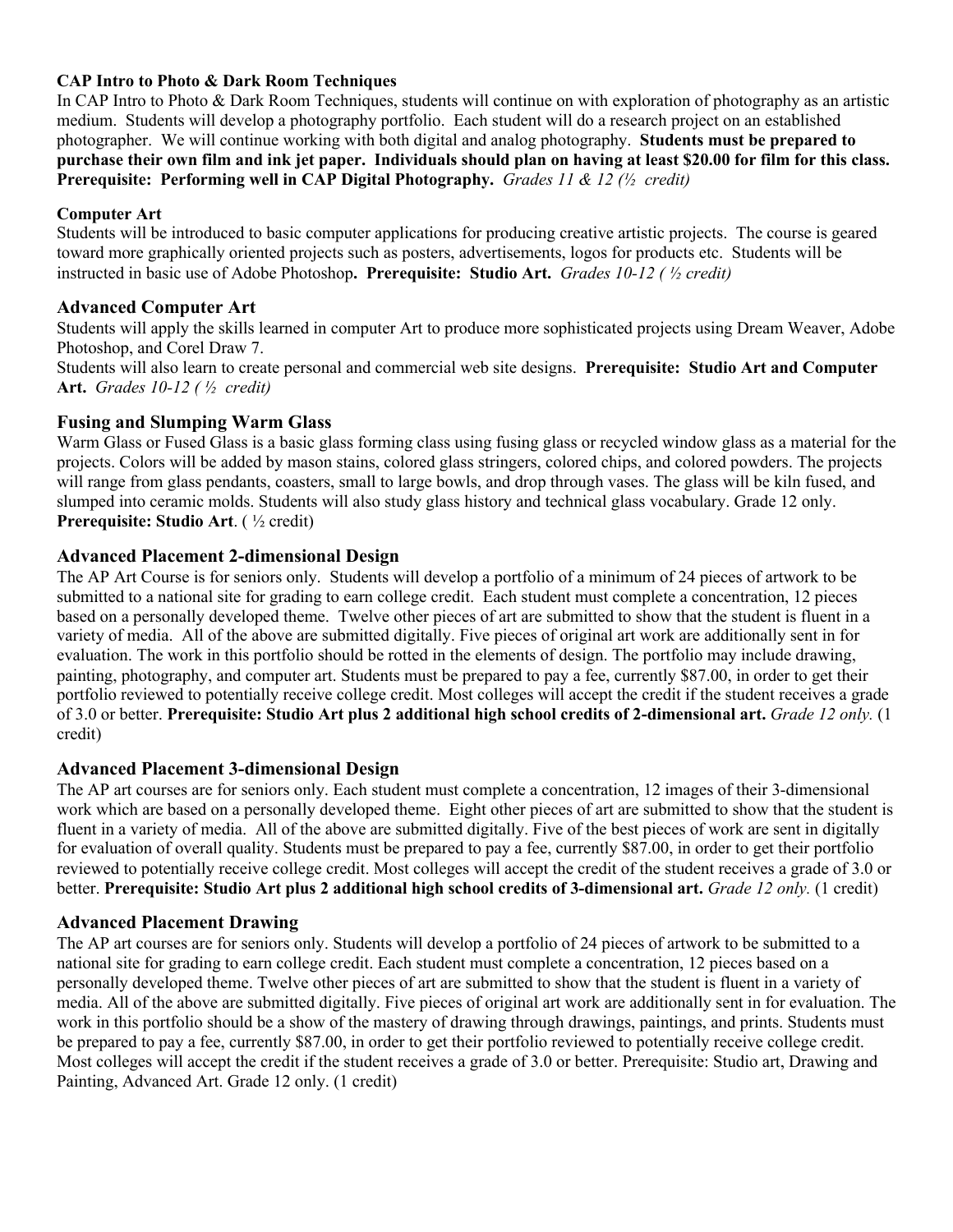### CAP Intro to Photo & Dark Room Techniques

In CAP Intro to Photo & Dark Room Techniques, students will continue on with exploration of photography as an artistic medium. Students will develop a photography portfolio. Each student will do a research project on an established photographer. We will continue working with both digital and analog photography. **Students must be prepared to purchase their own film and ink jet paper. Individuals should plan on having at least $20.00 for film for this class. Prerequisite: Performing well in CAP Digital Photography.** *Grades 11 & 12 (½ credit)*

### Computer Art

Students will be introduced to basic computer applications for producing creative artistic projects. The course is geared toward more graphically oriented projects such as posters, advertisements, logos for products etc. Students will be instructed in basic use of Adobe Photoshop**. Prerequisite: Studio Art.** *Grades 10-12 ( ½ credit)*

### Advanced Computer Art

Students will apply the skills learned in computer Art to produce more sophisticated projects using Dream Weaver, Adobe Photoshop, and Corel Draw 7.

Students will also learn to create personal and commercial web site designs. **Prerequisite: Studio Art and Computer Art.** *Grades 10-12 ( ½ credit)*

### Fusing and Slumping Warm Glass

Warm Glass or Fused Glass is a basic glass forming class using fusing glass or recycled window glass as a material for the projects. Colors will be added by mason stains, colored glass stringers, colored chips, and colored powders. The projects will range from glass pendants, coasters, small to large bowls, and drop through vases. The glass will be kiln fused, and slumped into ceramic molds. Students will also study glass history and technical glass vocabulary. Grade 12 only. **Prerequisite: Studio Art**. ( ½ credit)

### Advanced Placement 2-dimensional Design

The AP Art Course is for seniors only. Students will develop a portfolio of a minimum of 24 pieces of artwork to be submitted to a national site for grading to earn college credit. Each student must complete a concentration, 12 pieces based on a personally developed theme. Twelve other pieces of art are submitted to show that the student is fluent in a variety of media. All of the above are submitted digitally. Five pieces of original art work are additionally sent in for evaluation. The work in this portfolio should be rotted in the elements of design. The portfolio may include drawing, painting, photography, and computer art. Students must be prepared to pay a fee, currently $87.00, in order to get their portfolio reviewed to potentially receive college credit. Most colleges will accept the credit if the student receives a grade of 3.0 or better. **Prerequisite: Studio Art plus 2 additional high school credits of 2-dimensional art.** *Grade 12 only.* (1 credit)

### Advanced Placement 3-dimensional Design

The AP art courses are for seniors only. Each student must complete a concentration, 12 images of their 3-dimensional work which are based on a personally developed theme. Eight other pieces of art are submitted to show that the student is fluent in a variety of media. All of the above are submitted digitally. Five of the best pieces of work are sent in digitally for evaluation of overall quality. Students must be prepared to pay a fee, currently $87.00, in order to get their portfolio reviewed to potentially receive college credit. Most colleges will accept the credit of the student receives a grade of 3.0 or better. **Prerequisite: Studio Art plus 2 additional high school credits of 3-dimensional art.** *Grade 12 only.* (1 credit)

### Advanced Placement Drawing

The AP art courses are for seniors only. Students will develop a portfolio of 24 pieces of artwork to be submitted to a national site for grading to earn college credit. Each student must complete a concentration, 12 pieces based on a personally developed theme. Twelve other pieces of art are submitted to show that the student is fluent in a variety of media. All of the above are submitted digitally. Five pieces of original art work are additionally sent in for evaluation. The work in this portfolio should be a show of the mastery of drawing through drawings, paintings, and prints. Students must be prepared to pay a fee, currently $87.00, in order to get their portfolio reviewed to potentially receive college credit. Most colleges will accept the credit if the student receives a grade of 3.0 or better. Prerequisite: Studio art, Drawing and Painting, Advanced Art. Grade 12 only. (1 credit)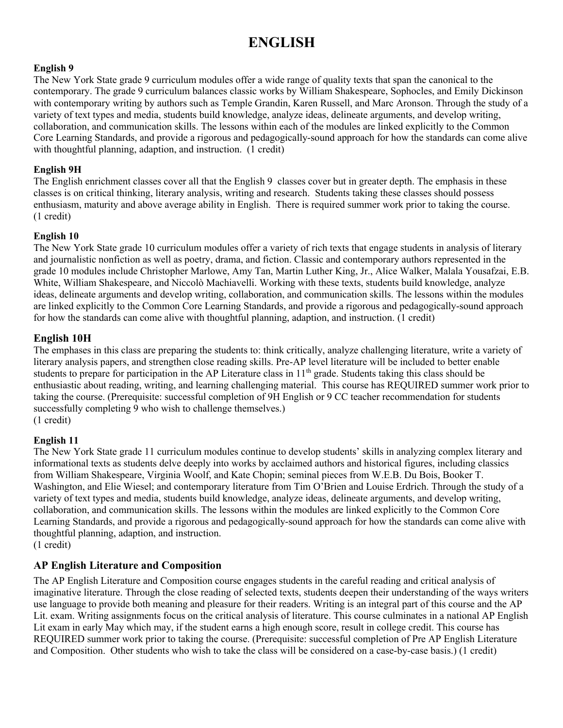# ENGLISH

### English 9

The New York State grade 9 curriculum modules offer a wide range of quality texts that span the canonical to the contemporary. The grade 9 curriculum balances classic works by William Shakespeare, Sophocles, and Emily Dickinson with contemporary writing by authors such as Temple Grandin, Karen Russell, and Marc Aronson. Through the study of a variety of text types and media, students build knowledge, analyze ideas, delineate arguments, and develop writing, collaboration, and communication skills. The lessons within each of the modules are linked explicitly to the Common Core Learning Standards, and provide a rigorous and pedagogically-sound approach for how the standards can come alive with thoughtful planning, adaption, and instruction. (1 credit)

### English 9H

The English enrichment classes cover all that the English 9 classes cover but in greater depth. The emphasis in these classes is on critical thinking, literary analysis, writing and research. Students taking these classes should possess enthusiasm, maturity and above average ability in English. There is required summer work prior to taking the course. (1 credit)

### English 10

The New York State grade 10 curriculum modules offer a variety of rich texts that engage students in analysis of literary and journalistic nonfiction as well as poetry, drama, and fiction. Classic and contemporary authors represented in the grade 10 modules include Christopher Marlowe, Amy Tan, Martin Luther King, Jr., Alice Walker, Malala Yousafzai, E.B. White, William Shakespeare, and Niccolò Machiavelli. Working with these texts, students build knowledge, analyze ideas, delineate arguments and develop writing, collaboration, and communication skills. The lessons within the modules are linked explicitly to the Common Core Learning Standards, and provide a rigorous and pedagogically-sound approach for how the standards can come alive with thoughtful planning, adaption, and instruction. (1 credit)

### English 10H

The emphases in this class are preparing the students to: think critically, analyze challenging literature, write a variety of literary analysis papers, and strengthen close reading skills. Pre-AP level literature will be included to better enable students to prepare for participation in the AP Literature class in 11th grade. Students taking this class should be enthusiastic about reading, writing, and learning challenging material. This course has REQUIRED summer work prior to taking the course. (Prerequisite: successful completion of 9H English or 9 CC teacher recommendation for students successfully completing 9 who wish to challenge themselves.)
(1 credit)

### English 11

The New York State grade 11 curriculum modules continue to develop students' skills in analyzing complex literary and informational texts as students delve deeply into works by acclaimed authors and historical figures, including classics from William Shakespeare, Virginia Woolf, and Kate Chopin; seminal pieces from W.E.B. Du Bois, Booker T. Washington, and Elie Wiesel; and contemporary literature from Tim O'Brien and Louise Erdrich. Through the study of a variety of text types and media, students build knowledge, analyze ideas, delineate arguments, and develop writing, collaboration, and communication skills. The lessons within the modules are linked explicitly to the Common Core Learning Standards, and provide a rigorous and pedagogically-sound approach for how the standards can come alive with thoughtful planning, adaption, and instruction.
(1 credit)

### AP English Literature and Composition

The AP English Literature and Composition course engages students in the careful reading and critical analysis of imaginative literature. Through the close reading of selected texts, students deepen their understanding of the ways writers use language to provide both meaning and pleasure for their readers. Writing is an integral part of this course and the AP Lit. exam. Writing assignments focus on the critical analysis of literature. This course culminates in a national AP English Lit exam in early May which may, if the student earns a high enough score, result in college credit. This course has REQUIRED summer work prior to taking the course. (Prerequisite: successful completion of Pre AP English Literature and Composition. Other students who wish to take the class will be considered on a case-by-case basis.) (1 credit)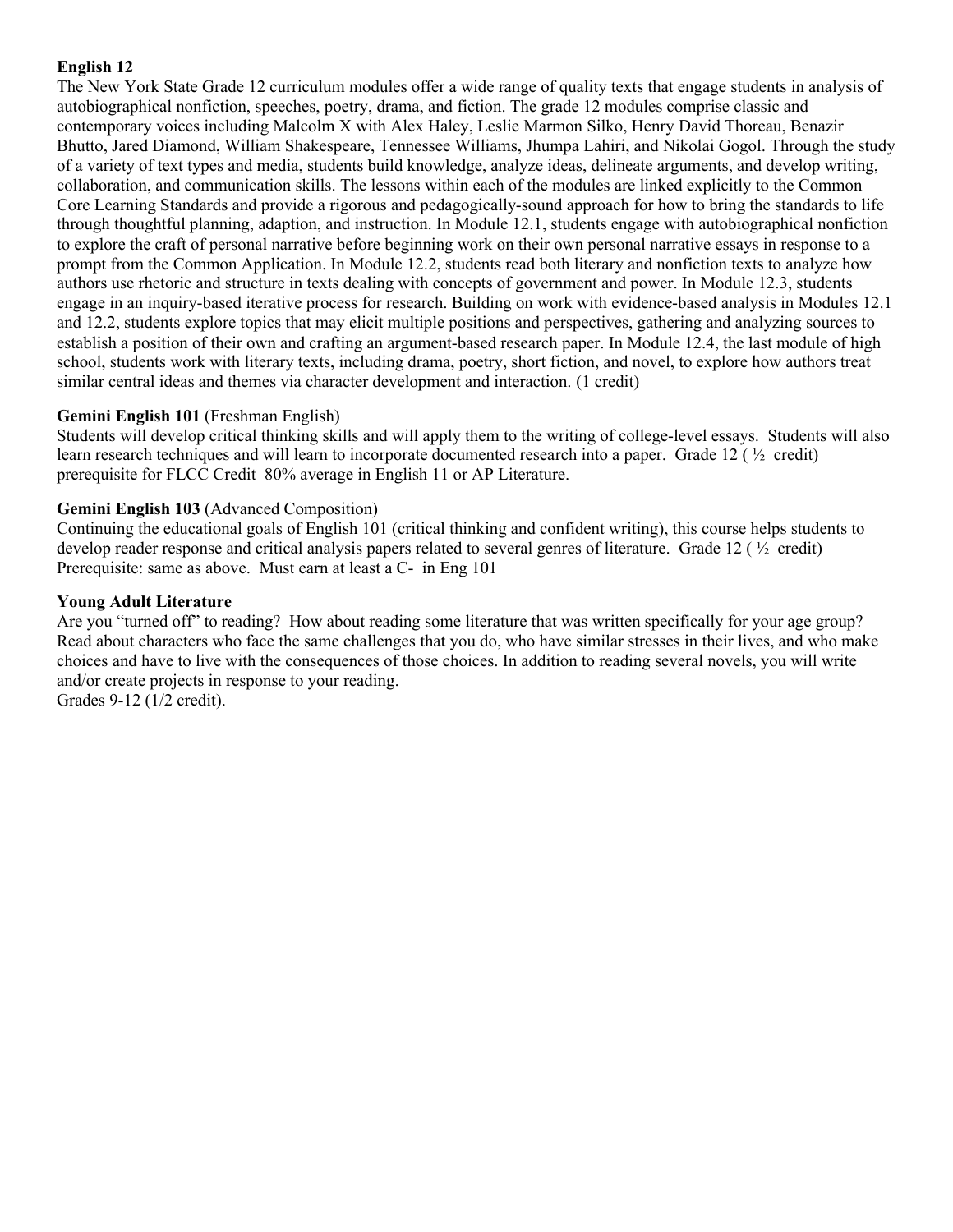**English 12**
The New York State Grade 12 curriculum modules offer a wide range of quality texts that engage students in analysis of autobiographical nonfiction, speeches, poetry, drama, and fiction. The grade 12 modules comprise classic and contemporary voices including Malcolm X with Alex Haley, Leslie Marmon Silko, Henry David Thoreau, Benazir Bhutto, Jared Diamond, William Shakespeare, Tennessee Williams, Jhumpa Lahiri, and Nikolai Gogol. Through the study of a variety of text types and media, students build knowledge, analyze ideas, delineate arguments, and develop writing, collaboration, and communication skills. The lessons within each of the modules are linked explicitly to the Common Core Learning Standards and provide a rigorous and pedagogically-sound approach for how to bring the standards to life through thoughtful planning, adaption, and instruction. In Module 12.1, students engage with autobiographical nonfiction to explore the craft of personal narrative before beginning work on their own personal narrative essays in response to a prompt from the Common Application. In Module 12.2, students read both literary and nonfiction texts to analyze how authors use rhetoric and structure in texts dealing with concepts of government and power. In Module 12.3, students engage in an inquiry-based iterative process for research. Building on work with evidence-based analysis in Modules 12.1 and 12.2, students explore topics that may elicit multiple positions and perspectives, gathering and analyzing sources to establish a position of their own and crafting an argument-based research paper. In Module 12.4, the last module of high school, students work with literary texts, including drama, poetry, short fiction, and novel, to explore how authors treat similar central ideas and themes via character development and interaction. (1 credit)

**Gemini English 101** (Freshman English)
Students will develop critical thinking skills and will apply them to the writing of college-level essays. Students will also learn research techniques and will learn to incorporate documented research into a paper. Grade 12 ( ½ credit) prerequisite for FLCC Credit 80% average in English 11 or AP Literature.

**Gemini English 103** (Advanced Composition)
Continuing the educational goals of English 101 (critical thinking and confident writing), this course helps students to develop reader response and critical analysis papers related to several genres of literature. Grade 12 ( ½ credit) Prerequisite: same as above. Must earn at least a C- in Eng 101

**Young Adult Literature**
Are you "turned off" to reading? How about reading some literature that was written specifically for your age group? Read about characters who face the same challenges that you do, who have similar stresses in their lives, and who make choices and have to live with the consequences of those choices. In addition to reading several novels, you will write and/or create projects in response to your reading.
Grades 9-12 (1/2 credit).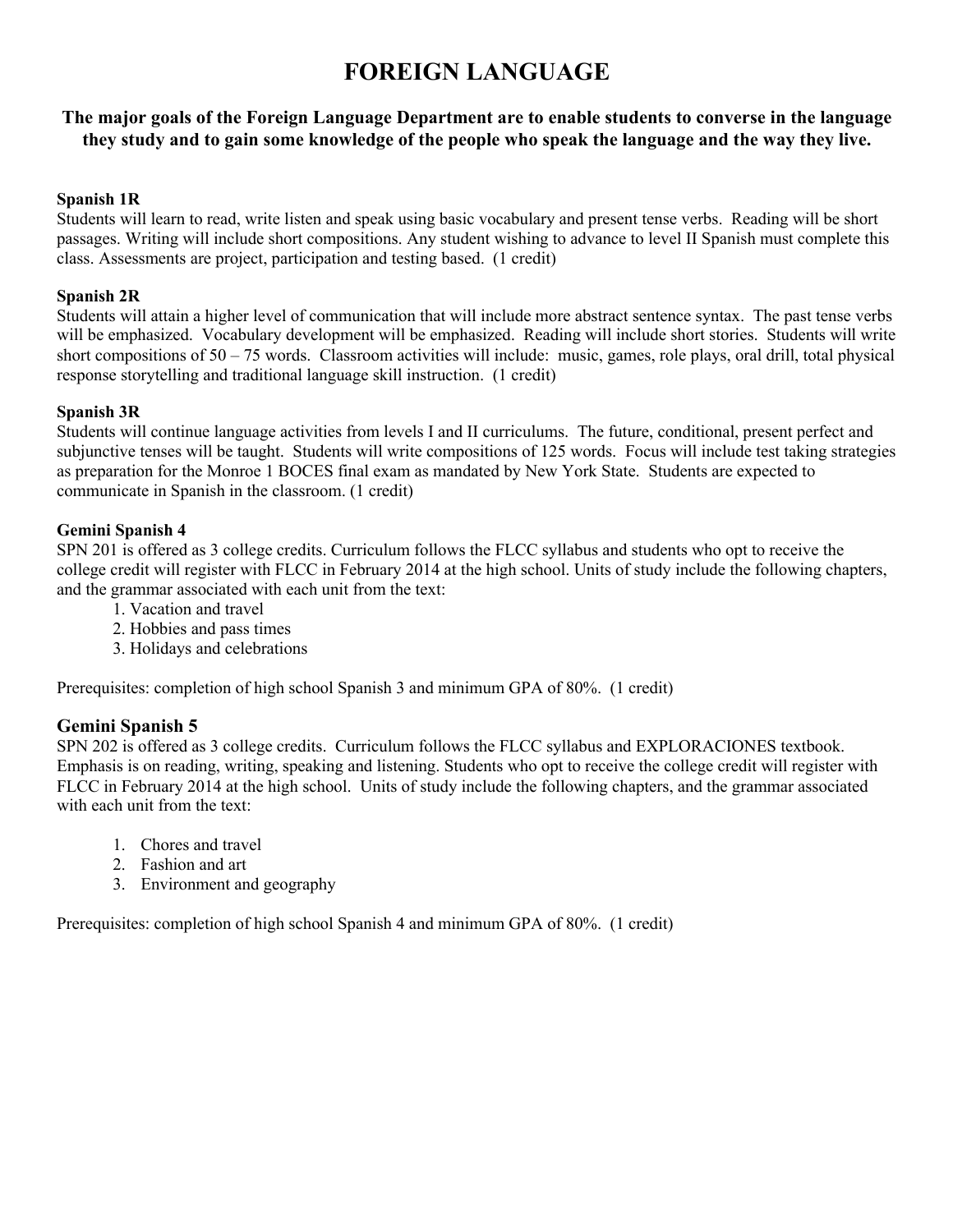# FOREIGN LANGUAGE

**The major goals of the Foreign Language Department are to enable students to converse in the language they study and to gain some knowledge of the people who speak the language and the way they live.**

**Spanish 1R**
Students will learn to read, write listen and speak using basic vocabulary and present tense verbs. Reading will be short passages. Writing will include short compositions. Any student wishing to advance to level II Spanish must complete this class. Assessments are project, participation and testing based. (1 credit)

**Spanish 2R**
Students will attain a higher level of communication that will include more abstract sentence syntax. The past tense verbs will be emphasized. Vocabulary development will be emphasized. Reading will include short stories. Students will write short compositions of 50 – 75 words. Classroom activities will include: music, games, role plays, oral drill, total physical response storytelling and traditional language skill instruction. (1 credit)

**Spanish 3R**
Students will continue language activities from levels I and II curriculums. The future, conditional, present perfect and subjunctive tenses will be taught. Students will write compositions of 125 words. Focus will include test taking strategies as preparation for the Monroe 1 BOCES final exam as mandated by New York State. Students are expected to communicate in Spanish in the classroom. (1 credit)

**Gemini Spanish 4**
SPN 201 is offered as 3 college credits. Curriculum follows the FLCC syllabus and students who opt to receive the college credit will register with FLCC in February 2014 at the high school. Units of study include the following chapters, and the grammar associated with each unit from the text:

1. Vacation and travel
2. Hobbies and pass times
3. Holidays and celebrations

Prerequisites: completion of high school Spanish 3 and minimum GPA of 80%. (1 credit)

**Gemini Spanish 5**
SPN 202 is offered as 3 college credits. Curriculum follows the FLCC syllabus and EXPLORACIONES textbook. Emphasis is on reading, writing, speaking and listening. Students who opt to receive the college credit will register with FLCC in February 2014 at the high school. Units of study include the following chapters, and the grammar associated with each unit from the text:

1. Chores and travel
2. Fashion and art
3. Environment and geography

Prerequisites: completion of high school Spanish 4 and minimum GPA of 80%. (1 credit)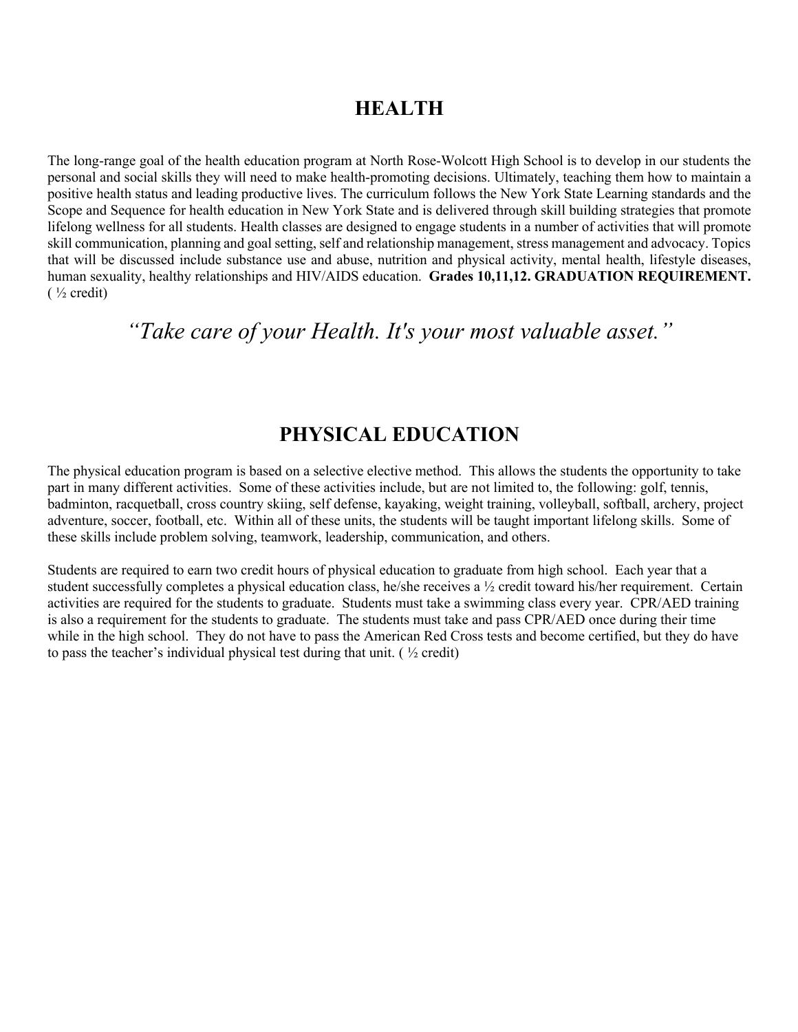# HEALTH

The long-range goal of the health education program at North Rose-Wolcott High School is to develop in our students the personal and social skills they will need to make health-promoting decisions. Ultimately, teaching them how to maintain a positive health status and leading productive lives. The curriculum follows the New York State Learning standards and the Scope and Sequence for health education in New York State and is delivered through skill building strategies that promote lifelong wellness for all students. Health classes are designed to engage students in a number of activities that will promote skill communication, planning and goal setting, self and relationship management, stress management and advocacy. Topics that will be discussed include substance use and abuse, nutrition and physical activity, mental health, lifestyle diseases, human sexuality, healthy relationships and HIV/AIDS education. **Grades 10,11,12. GRADUATION REQUIREMENT.** ( ½ credit)

*"Take care of your Health. It's your most valuable asset."*

# PHYSICAL EDUCATION

The physical education program is based on a selective elective method. This allows the students the opportunity to take part in many different activities. Some of these activities include, but are not limited to, the following: golf, tennis, badminton, racquetball, cross country skiing, self defense, kayaking, weight training, volleyball, softball, archery, project adventure, soccer, football, etc. Within all of these units, the students will be taught important lifelong skills. Some of these skills include problem solving, teamwork, leadership, communication, and others.

Students are required to earn two credit hours of physical education to graduate from high school. Each year that a student successfully completes a physical education class, he/she receives a ½ credit toward his/her requirement. Certain activities are required for the students to graduate. Students must take a swimming class every year. CPR/AED training is also a requirement for the students to graduate. The students must take and pass CPR/AED once during their time while in the high school. They do not have to pass the American Red Cross tests and become certified, but they do have to pass the teacher's individual physical test during that unit. ( ½ credit)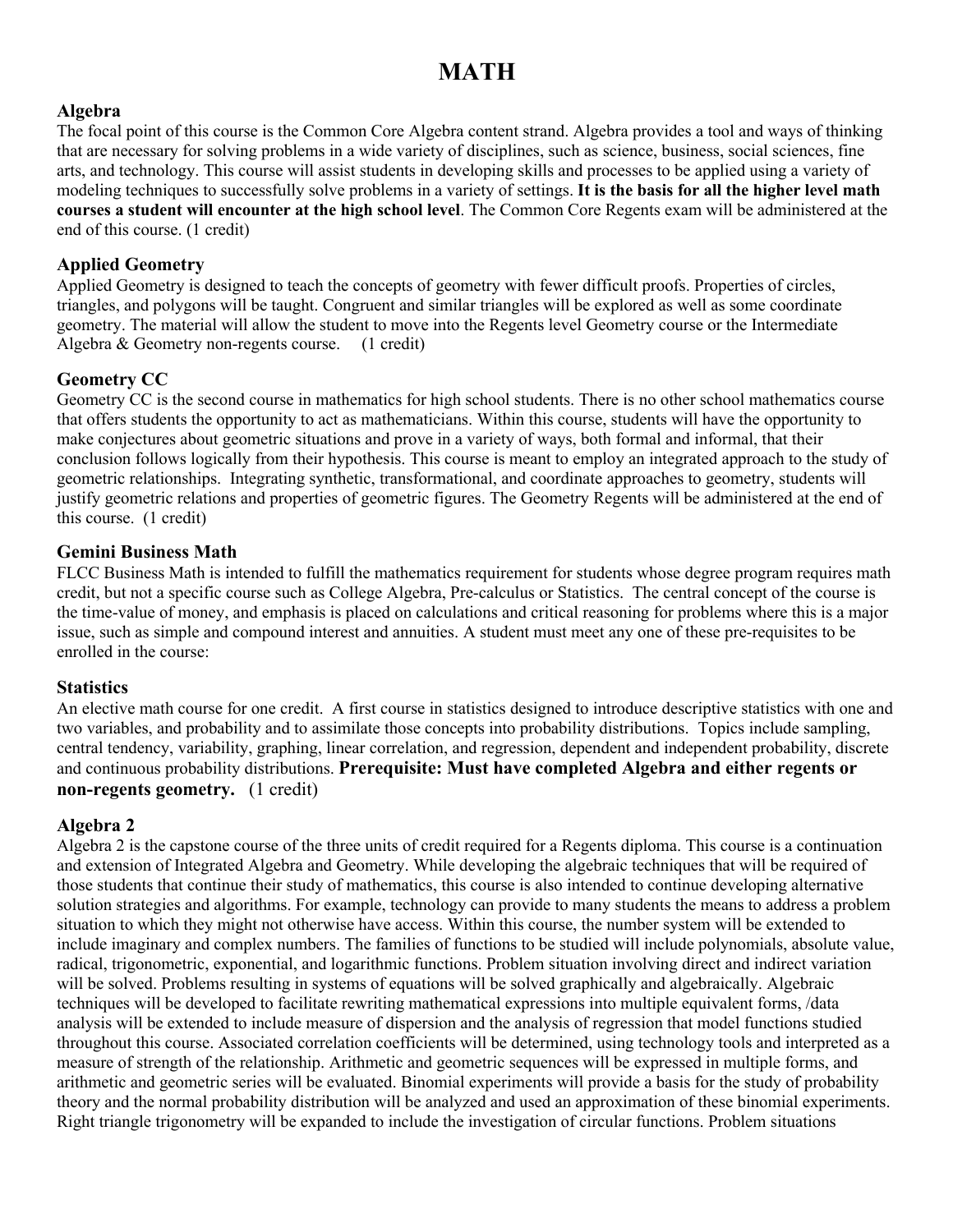# MATH

## Algebra

The focal point of this course is the Common Core Algebra content strand. Algebra provides a tool and ways of thinking that are necessary for solving problems in a wide variety of disciplines, such as science, business, social sciences, fine arts, and technology. This course will assist students in developing skills and processes to be applied using a variety of modeling techniques to successfully solve problems in a variety of settings. **It is the basis for all the higher level math courses a student will encounter at the high school level**. The Common Core Regents exam will be administered at the end of this course. (1 credit)

## Applied Geometry

Applied Geometry is designed to teach the concepts of geometry with fewer difficult proofs. Properties of circles, triangles, and polygons will be taught. Congruent and similar triangles will be explored as well as some coordinate geometry. The material will allow the student to move into the Regents level Geometry course or the Intermediate Algebra & Geometry non-regents course. (1 credit)

## Geometry CC

Geometry CC is the second course in mathematics for high school students. There is no other school mathematics course that offers students the opportunity to act as mathematicians. Within this course, students will have the opportunity to make conjectures about geometric situations and prove in a variety of ways, both formal and informal, that their conclusion follows logically from their hypothesis. This course is meant to employ an integrated approach to the study of geometric relationships. Integrating synthetic, transformational, and coordinate approaches to geometry, students will justify geometric relations and properties of geometric figures. The Geometry Regents will be administered at the end of this course. (1 credit)

## Gemini Business Math

FLCC Business Math is intended to fulfill the mathematics requirement for students whose degree program requires math credit, but not a specific course such as College Algebra, Pre-calculus or Statistics. The central concept of the course is the time-value of money, and emphasis is placed on calculations and critical reasoning for problems where this is a major issue, such as simple and compound interest and annuities. A student must meet any one of these pre-requisites to be enrolled in the course:

## Statistics

An elective math course for one credit. A first course in statistics designed to introduce descriptive statistics with one and two variables, and probability and to assimilate those concepts into probability distributions. Topics include sampling, central tendency, variability, graphing, linear correlation, and regression, dependent and independent probability, discrete and continuous probability distributions. **Prerequisite: Must have completed Algebra and either regents or non-regents geometry.** (1 credit)

## Algebra 2

Algebra 2 is the capstone course of the three units of credit required for a Regents diploma. This course is a continuation and extension of Integrated Algebra and Geometry. While developing the algebraic techniques that will be required of those students that continue their study of mathematics, this course is also intended to continue developing alternative solution strategies and algorithms. For example, technology can provide to many students the means to address a problem situation to which they might not otherwise have access. Within this course, the number system will be extended to include imaginary and complex numbers. The families of functions to be studied will include polynomials, absolute value, radical, trigonometric, exponential, and logarithmic functions. Problem situation involving direct and indirect variation will be solved. Problems resulting in systems of equations will be solved graphically and algebraically. Algebraic techniques will be developed to facilitate rewriting mathematical expressions into multiple equivalent forms, /data analysis will be extended to include measure of dispersion and the analysis of regression that model functions studied throughout this course. Associated correlation coefficients will be determined, using technology tools and interpreted as a measure of strength of the relationship. Arithmetic and geometric sequences will be expressed in multiple forms, and arithmetic and geometric series will be evaluated. Binomial experiments will provide a basis for the study of probability theory and the normal probability distribution will be analyzed and used an approximation of these binomial experiments. Right triangle trigonometry will be expanded to include the investigation of circular functions. Problem situations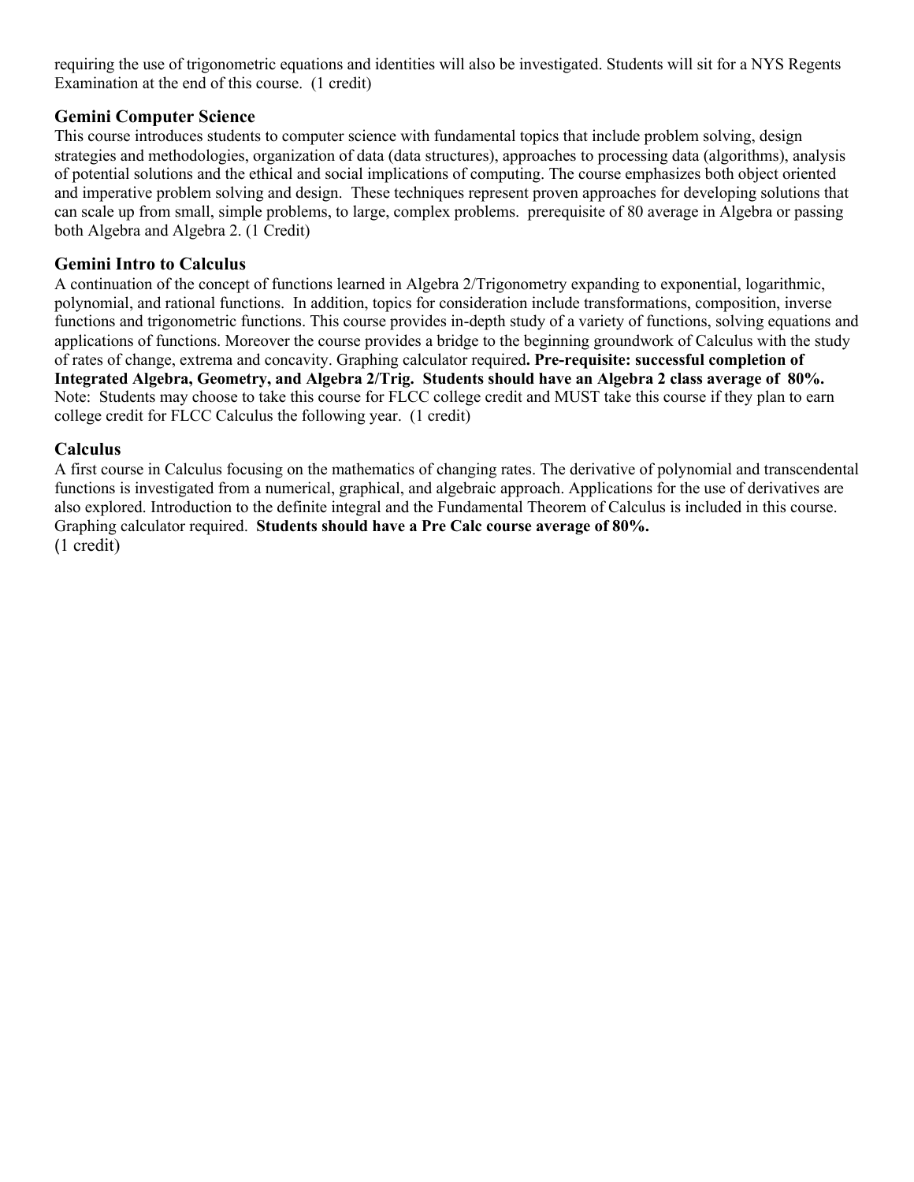requiring the use of trigonometric equations and identities will also be investigated. Students will sit for a NYS Regents Examination at the end of this course.  (1 credit)

### Gemini Computer Science

This course introduces students to computer science with fundamental topics that include problem solving, design strategies and methodologies, organization of data (data structures), approaches to processing data (algorithms), analysis of potential solutions and the ethical and social implications of computing. The course emphasizes both object oriented and imperative problem solving and design.  These techniques represent proven approaches for developing solutions that can scale up from small, simple problems, to large, complex problems.  prerequisite of 80 average in Algebra or passing both Algebra and Algebra 2. (1 Credit)

### Gemini Intro to Calculus

A continuation of the concept of functions learned in Algebra 2/Trigonometry expanding to exponential, logarithmic, polynomial, and rational functions.  In addition, topics for consideration include transformations, composition, inverse functions and trigonometric functions. This course provides in-depth study of a variety of functions, solving equations and applications of functions. Moreover the course provides a bridge to the beginning groundwork of Calculus with the study of rates of change, extrema and concavity. Graphing calculator required**. Pre-requisite: successful completion of Integrated Algebra, Geometry, and Algebra 2/Trig.  Students should have an Algebra 2 class average of  80%.** Note:  Students may choose to take this course for FLCC college credit and MUST take this course if they plan to earn college credit for FLCC Calculus the following year.  (1 credit)

### Calculus

A first course in Calculus focusing on the mathematics of changing rates. The derivative of polynomial and transcendental functions is investigated from a numerical, graphical, and algebraic approach. Applications for the use of derivatives are also explored. Introduction to the definite integral and the Fundamental Theorem of Calculus is included in this course. Graphing calculator required.  **Students should have a Pre Calc course average of 80%.**
(1 credit)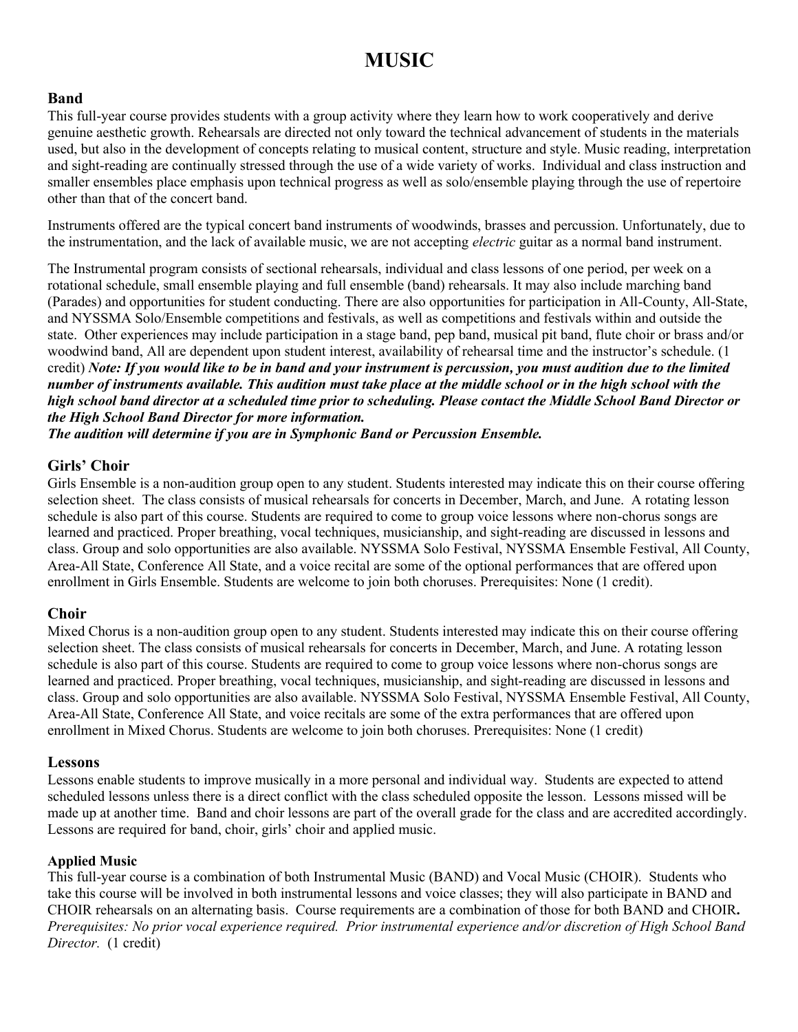# MUSIC

## Band

This full-year course provides students with a group activity where they learn how to work cooperatively and derive genuine aesthetic growth. Rehearsals are directed not only toward the technical advancement of students in the materials used, but also in the development of concepts relating to musical content, structure and style. Music reading, interpretation and sight-reading are continually stressed through the use of a wide variety of works. Individual and class instruction and smaller ensembles place emphasis upon technical progress as well as solo/ensemble playing through the use of repertoire other than that of the concert band.

Instruments offered are the typical concert band instruments of woodwinds, brasses and percussion. Unfortunately, due to the instrumentation, and the lack of available music, we are not accepting *electric* guitar as a normal band instrument.

The Instrumental program consists of sectional rehearsals, individual and class lessons of one period, per week on a rotational schedule, small ensemble playing and full ensemble (band) rehearsals. It may also include marching band (Parades) and opportunities for student conducting. There are also opportunities for participation in All-County, All-State, and NYSSMA Solo/Ensemble competitions and festivals, as well as competitions and festivals within and outside the state. Other experiences may include participation in a stage band, pep band, musical pit band, flute choir or brass and/or woodwind band, All are dependent upon student interest, availability of rehearsal time and the instructor's schedule. (1 credit) ***Note: If you would like to be in band and your instrument is percussion, you must audition due to the limited number of instruments available. This audition must take place at the middle school or in the high school with the high school band director at a scheduled time prior to scheduling. Please contact the Middle School Band Director or the High School Band Director for more information.***
***The audition will determine if you are in Symphonic Band or Percussion Ensemble.***

## Girls' Choir

Girls Ensemble is a non-audition group open to any student. Students interested may indicate this on their course offering selection sheet. The class consists of musical rehearsals for concerts in December, March, and June. A rotating lesson schedule is also part of this course. Students are required to come to group voice lessons where non-chorus songs are learned and practiced. Proper breathing, vocal techniques, musicianship, and sight-reading are discussed in lessons and class. Group and solo opportunities are also available. NYSSMA Solo Festival, NYSSMA Ensemble Festival, All County, Area-All State, Conference All State, and a voice recital are some of the optional performances that are offered upon enrollment in Girls Ensemble. Students are welcome to join both choruses. Prerequisites: None (1 credit).

## Choir

Mixed Chorus is a non-audition group open to any student. Students interested may indicate this on their course offering selection sheet. The class consists of musical rehearsals for concerts in December, March, and June. A rotating lesson schedule is also part of this course. Students are required to come to group voice lessons where non-chorus songs are learned and practiced. Proper breathing, vocal techniques, musicianship, and sight-reading are discussed in lessons and class. Group and solo opportunities are also available. NYSSMA Solo Festival, NYSSMA Ensemble Festival, All County, Area-All State, Conference All State, and voice recitals are some of the extra performances that are offered upon enrollment in Mixed Chorus. Students are welcome to join both choruses. Prerequisites: None (1 credit)

## Lessons

Lessons enable students to improve musically in a more personal and individual way. Students are expected to attend scheduled lessons unless there is a direct conflict with the class scheduled opposite the lesson. Lessons missed will be made up at another time. Band and choir lessons are part of the overall grade for the class and are accredited accordingly. Lessons are required for band, choir, girls' choir and applied music.

### Applied Music

This full-year course is a combination of both Instrumental Music (BAND) and Vocal Music (CHOIR). Students who take this course will be involved in both instrumental lessons and voice classes; they will also participate in BAND and CHOIR rehearsals on an alternating basis. Course requirements are a combination of those for both BAND and CHOIR**.** *Prerequisites: No prior vocal experience required. Prior instrumental experience and/or discretion of High School Band Director.* (1 credit)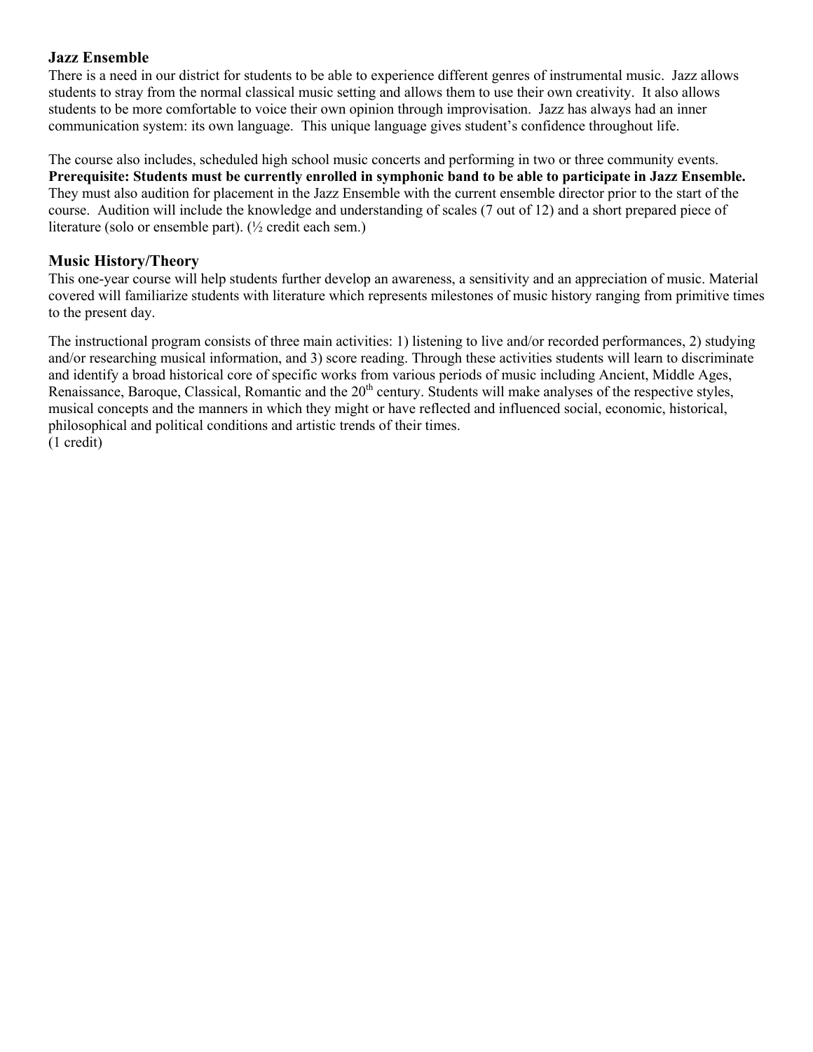## Jazz Ensemble

There is a need in our district for students to be able to experience different genres of instrumental music. Jazz allows students to stray from the normal classical music setting and allows them to use their own creativity. It also allows students to be more comfortable to voice their own opinion through improvisation. Jazz has always had an inner communication system: its own language. This unique language gives student's confidence throughout life.

The course also includes, scheduled high school music concerts and performing in two or three community events. **Prerequisite: Students must be currently enrolled in symphonic band to be able to participate in Jazz Ensemble.** They must also audition for placement in the Jazz Ensemble with the current ensemble director prior to the start of the course. Audition will include the knowledge and understanding of scales (7 out of 12) and a short prepared piece of literature (solo or ensemble part). (½ credit each sem.)

## Music History/Theory

This one-year course will help students further develop an awareness, a sensitivity and an appreciation of music. Material covered will familiarize students with literature which represents milestones of music history ranging from primitive times to the present day.

The instructional program consists of three main activities: 1) listening to live and/or recorded performances, 2) studying and/or researching musical information, and 3) score reading. Through these activities students will learn to discriminate and identify a broad historical core of specific works from various periods of music including Ancient, Middle Ages, Renaissance, Baroque, Classical, Romantic and the 20th century. Students will make analyses of the respective styles, musical concepts and the manners in which they might or have reflected and influenced social, economic, historical, philosophical and political conditions and artistic trends of their times.
(1 credit)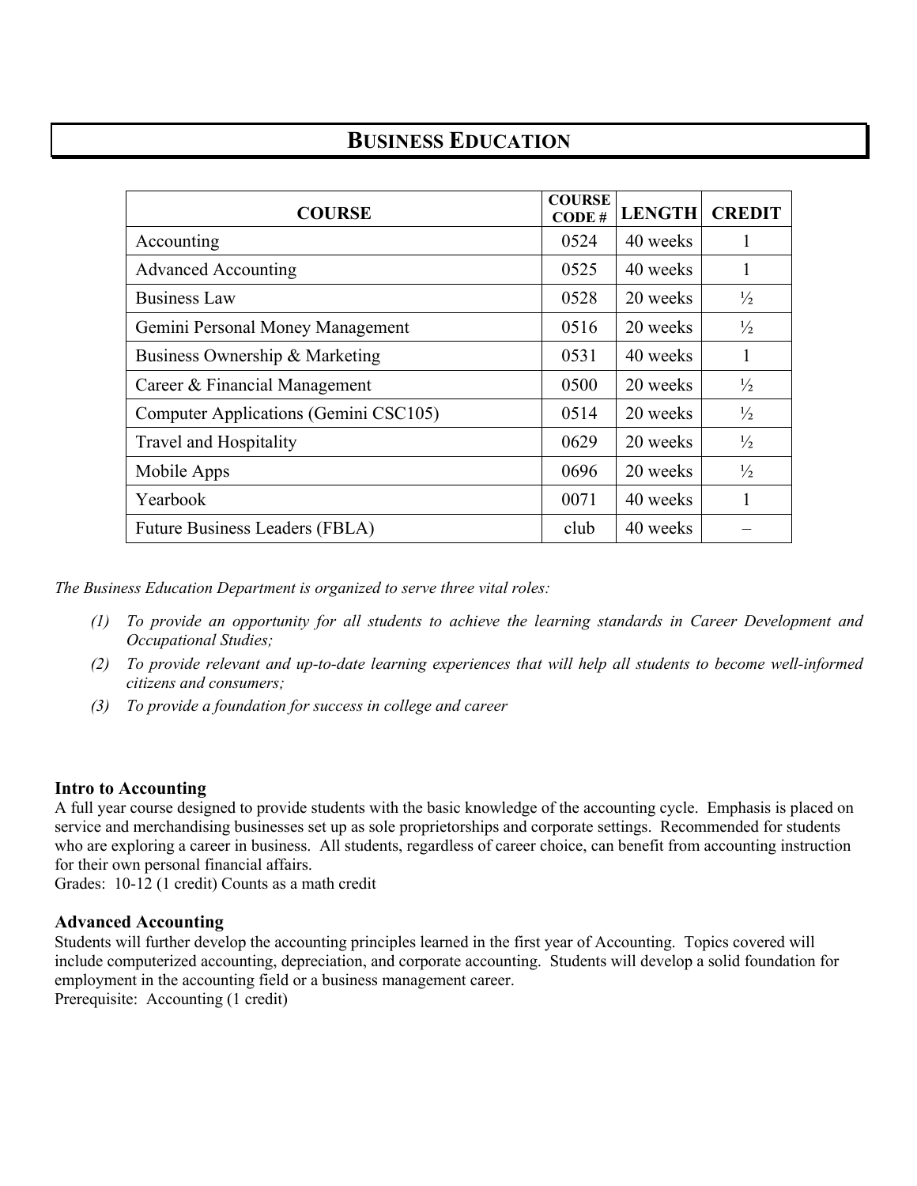# BUSINESS EDUCATION

| COURSE | COURSE CODE # | LENGTH | CREDIT |
|---|---|---|---|
| Accounting | 0524 | 40 weeks | 1 |
| Advanced Accounting | 0525 | 40 weeks | 1 |
| Business Law | 0528 | 20 weeks | ½ |
| Gemini Personal Money Management | 0516 | 20 weeks | ½ |
| Business Ownership & Marketing | 0531 | 40 weeks | 1 |
| Career & Financial Management | 0500 | 20 weeks | ½ |
| Computer Applications (Gemini CSC105) | 0514 | 20 weeks | ½ |
| Travel and Hospitality | 0629 | 20 weeks | ½ |
| Mobile Apps | 0696 | 20 weeks | ½ |
| Yearbook | 0071 | 40 weeks | 1 |
| Future Business Leaders (FBLA) | club | 40 weeks | – |

*The Business Education Department is organized to serve three vital roles:*

1. *To provide an opportunity for all students to achieve the learning standards in Career Development and Occupational Studies;*
2. *To provide relevant and up-to-date learning experiences that will help all students to become well-informed citizens and consumers;*
3. *To provide a foundation for success in college and career*

### Intro to Accounting

A full year course designed to provide students with the basic knowledge of the accounting cycle. Emphasis is placed on service and merchandising businesses set up as sole proprietorships and corporate settings. Recommended for students who are exploring a career in business. All students, regardless of career choice, can benefit from accounting instruction for their own personal financial affairs.
Grades: 10-12 (1 credit) Counts as a math credit

### Advanced Accounting

Students will further develop the accounting principles learned in the first year of Accounting. Topics covered will include computerized accounting, depreciation, and corporate accounting. Students will develop a solid foundation for employment in the accounting field or a business management career.
Prerequisite: Accounting (1 credit)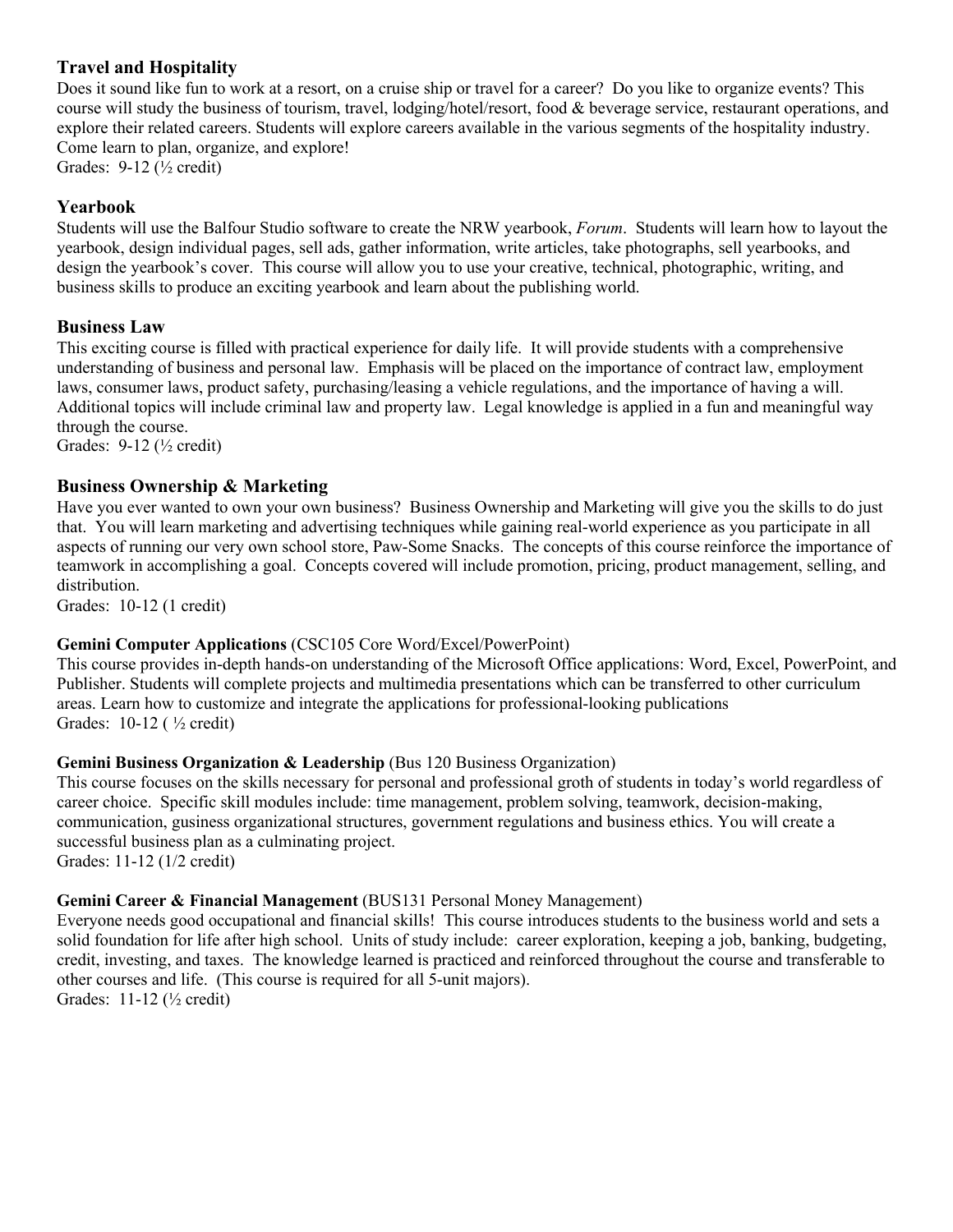### Travel and Hospitality

Does it sound like fun to work at a resort, on a cruise ship or travel for a career? Do you like to organize events? This course will study the business of tourism, travel, lodging/hotel/resort, food & beverage service, restaurant operations, and explore their related careers. Students will explore careers available in the various segments of the hospitality industry. Come learn to plan, organize, and explore!
Grades: 9-12 (½ credit)

### Yearbook

Students will use the Balfour Studio software to create the NRW yearbook, *Forum*. Students will learn how to layout the yearbook, design individual pages, sell ads, gather information, write articles, take photographs, sell yearbooks, and design the yearbook's cover. This course will allow you to use your creative, technical, photographic, writing, and business skills to produce an exciting yearbook and learn about the publishing world.

### Business Law

This exciting course is filled with practical experience for daily life. It will provide students with a comprehensive understanding of business and personal law. Emphasis will be placed on the importance of contract law, employment laws, consumer laws, product safety, purchasing/leasing a vehicle regulations, and the importance of having a will. Additional topics will include criminal law and property law. Legal knowledge is applied in a fun and meaningful way through the course.
Grades: 9-12 (½ credit)

### Business Ownership & Marketing

Have you ever wanted to own your own business? Business Ownership and Marketing will give you the skills to do just that. You will learn marketing and advertising techniques while gaining real-world experience as you participate in all aspects of running our very own school store, Paw-Some Snacks. The concepts of this course reinforce the importance of teamwork in accomplishing a goal. Concepts covered will include promotion, pricing, product management, selling, and distribution.
Grades: 10-12 (1 credit)

**Gemini Computer Applications** (CSC105 Core Word/Excel/PowerPoint)
This course provides in-depth hands-on understanding of the Microsoft Office applications: Word, Excel, PowerPoint, and Publisher. Students will complete projects and multimedia presentations which can be transferred to other curriculum areas. Learn how to customize and integrate the applications for professional-looking publications
Grades: 10-12 ( ½ credit)

**Gemini Business Organization & Leadership** (Bus 120 Business Organization)
This course focuses on the skills necessary for personal and professional groth of students in today's world regardless of career choice. Specific skill modules include: time management, problem solving, teamwork, decision-making, communication, gusiness organizational structures, government regulations and business ethics. You will create a successful business plan as a culminating project.
Grades: 11-12 (1/2 credit)

**Gemini Career & Financial Management** (BUS131 Personal Money Management)
Everyone needs good occupational and financial skills! This course introduces students to the business world and sets a solid foundation for life after high school. Units of study include: career exploration, keeping a job, banking, budgeting, credit, investing, and taxes. The knowledge learned is practiced and reinforced throughout the course and transferable to other courses and life. (This course is required for all 5-unit majors).
Grades: 11-12 (½ credit)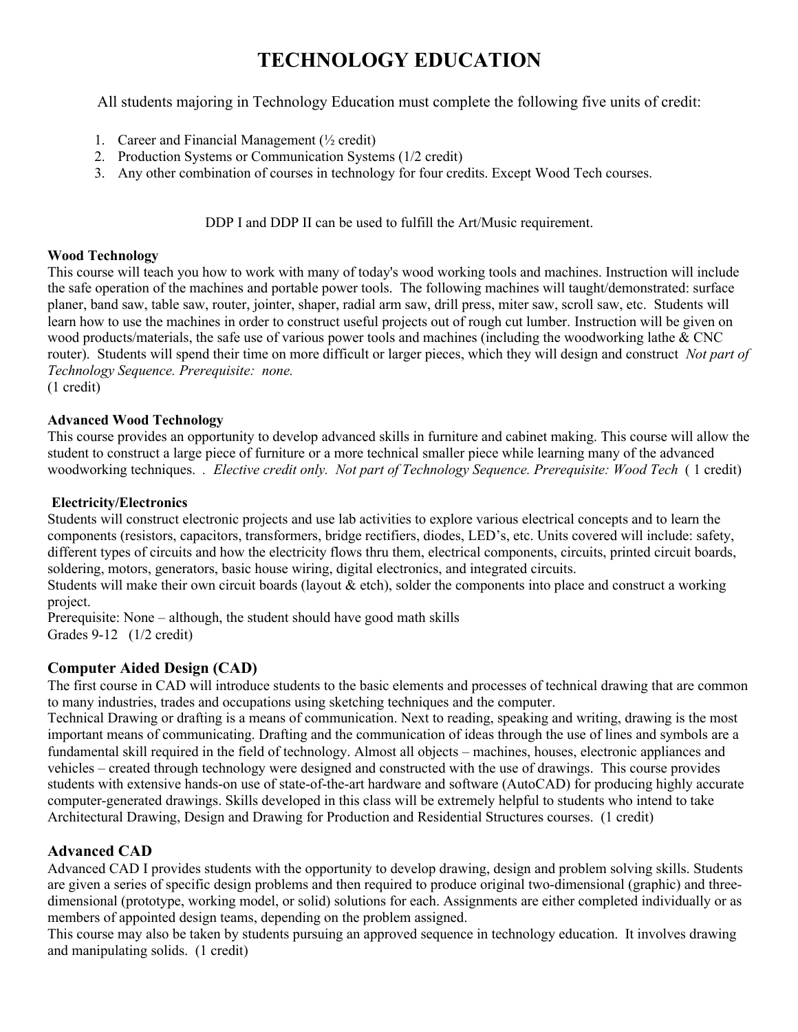# TECHNOLOGY EDUCATION

All students majoring in Technology Education must complete the following five units of credit:

1. Career and Financial Management (½ credit)
2. Production Systems or Communication Systems (1/2 credit)
3. Any other combination of courses in technology for four credits. Except Wood Tech courses.

DDP I and DDP II can be used to fulfill the Art/Music requirement.

**Wood Technology**
This course will teach you how to work with many of today's wood working tools and machines. Instruction will include the safe operation of the machines and portable power tools. The following machines will taught/demonstrated: surface planer, band saw, table saw, router, jointer, shaper, radial arm saw, drill press, miter saw, scroll saw, etc. Students will learn how to use the machines in order to construct useful projects out of rough cut lumber. Instruction will be given on wood products/materials, the safe use of various power tools and machines (including the woodworking lathe & CNC router). Students will spend their time on more difficult or larger pieces, which they will design and construct *Not part of Technology Sequence. Prerequisite: none.*
(1 credit)

**Advanced Wood Technology**
This course provides an opportunity to develop advanced skills in furniture and cabinet making. This course will allow the student to construct a large piece of furniture or a more technical smaller piece while learning many of the advanced woodworking techniques. . *Elective credit only. Not part of Technology Sequence. Prerequisite: Wood Tech* ( 1 credit)

**Electricity/Electronics**
Students will construct electronic projects and use lab activities to explore various electrical concepts and to learn the components (resistors, capacitors, transformers, bridge rectifiers, diodes, LED's, etc. Units covered will include: safety, different types of circuits and how the electricity flows thru them, electrical components, circuits, printed circuit boards, soldering, motors, generators, basic house wiring, digital electronics, and integrated circuits.
Students will make their own circuit boards (layout & etch), solder the components into place and construct a working project.
Prerequisite: None – although, the student should have good math skills
Grades 9-12 (1/2 credit)

### Computer Aided Design (CAD)
The first course in CAD will introduce students to the basic elements and processes of technical drawing that are common to many industries, trades and occupations using sketching techniques and the computer.
Technical Drawing or drafting is a means of communication. Next to reading, speaking and writing, drawing is the most important means of communicating. Drafting and the communication of ideas through the use of lines and symbols are a fundamental skill required in the field of technology. Almost all objects – machines, houses, electronic appliances and vehicles – created through technology were designed and constructed with the use of drawings. This course provides students with extensive hands-on use of state-of-the-art hardware and software (AutoCAD) for producing highly accurate computer-generated drawings. Skills developed in this class will be extremely helpful to students who intend to take Architectural Drawing, Design and Drawing for Production and Residential Structures courses. (1 credit)

### Advanced CAD
Advanced CAD I provides students with the opportunity to develop drawing, design and problem solving skills. Students are given a series of specific design problems and then required to produce original two-dimensional (graphic) and three-dimensional (prototype, working model, or solid) solutions for each. Assignments are either completed individually or as members of appointed design teams, depending on the problem assigned.
This course may also be taken by students pursuing an approved sequence in technology education. It involves drawing and manipulating solids. (1 credit)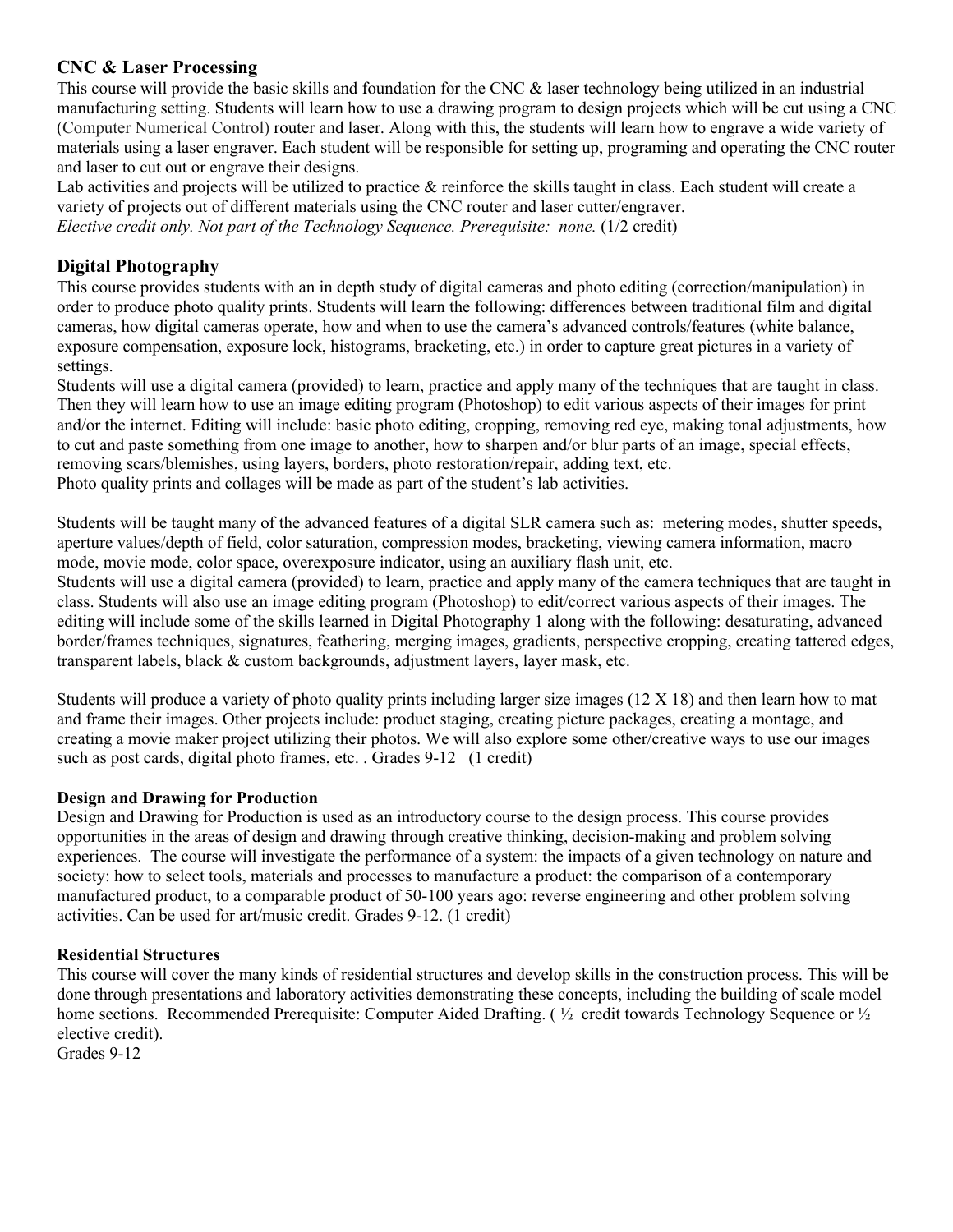### CNC & Laser Processing

This course will provide the basic skills and foundation for the CNC & laser technology being utilized in an industrial manufacturing setting. Students will learn how to use a drawing program to design projects which will be cut using a CNC (Computer Numerical Control) router and laser. Along with this, the students will learn how to engrave a wide variety of materials using a laser engraver. Each student will be responsible for setting up, programing and operating the CNC router and laser to cut out or engrave their designs.

Lab activities and projects will be utilized to practice & reinforce the skills taught in class. Each student will create a variety of projects out of different materials using the CNC router and laser cutter/engraver.

*Elective credit only. Not part of the Technology Sequence. Prerequisite: none.* (1/2 credit)

### Digital Photography

This course provides students with an in depth study of digital cameras and photo editing (correction/manipulation) in order to produce photo quality prints. Students will learn the following: differences between traditional film and digital cameras, how digital cameras operate, how and when to use the camera's advanced controls/features (white balance, exposure compensation, exposure lock, histograms, bracketing, etc.) in order to capture great pictures in a variety of settings.

Students will use a digital camera (provided) to learn, practice and apply many of the techniques that are taught in class. Then they will learn how to use an image editing program (Photoshop) to edit various aspects of their images for print and/or the internet. Editing will include: basic photo editing, cropping, removing red eye, making tonal adjustments, how to cut and paste something from one image to another, how to sharpen and/or blur parts of an image, special effects, removing scars/blemishes, using layers, borders, photo restoration/repair, adding text, etc.

Photo quality prints and collages will be made as part of the student's lab activities.

Students will be taught many of the advanced features of a digital SLR camera such as: metering modes, shutter speeds, aperture values/depth of field, color saturation, compression modes, bracketing, viewing camera information, macro mode, movie mode, color space, overexposure indicator, using an auxiliary flash unit, etc.

Students will use a digital camera (provided) to learn, practice and apply many of the camera techniques that are taught in class. Students will also use an image editing program (Photoshop) to edit/correct various aspects of their images. The editing will include some of the skills learned in Digital Photography 1 along with the following: desaturating, advanced border/frames techniques, signatures, feathering, merging images, gradients, perspective cropping, creating tattered edges, transparent labels, black & custom backgrounds, adjustment layers, layer mask, etc.

Students will produce a variety of photo quality prints including larger size images (12 X 18) and then learn how to mat and frame their images. Other projects include: product staging, creating picture packages, creating a montage, and creating a movie maker project utilizing their photos. We will also explore some other/creative ways to use our images such as post cards, digital photo frames, etc. . Grades 9-12 (1 credit)

### Design and Drawing for Production

Design and Drawing for Production is used as an introductory course to the design process. This course provides opportunities in the areas of design and drawing through creative thinking, decision-making and problem solving experiences. The course will investigate the performance of a system: the impacts of a given technology on nature and society: how to select tools, materials and processes to manufacture a product: the comparison of a contemporary manufactured product, to a comparable product of 50-100 years ago: reverse engineering and other problem solving activities. Can be used for art/music credit. Grades 9-12. (1 credit)

### Residential Structures

This course will cover the many kinds of residential structures and develop skills in the construction process. This will be done through presentations and laboratory activities demonstrating these concepts, including the building of scale model home sections. Recommended Prerequisite: Computer Aided Drafting. ( ½ credit towards Technology Sequence or ½ elective credit).

Grades 9-12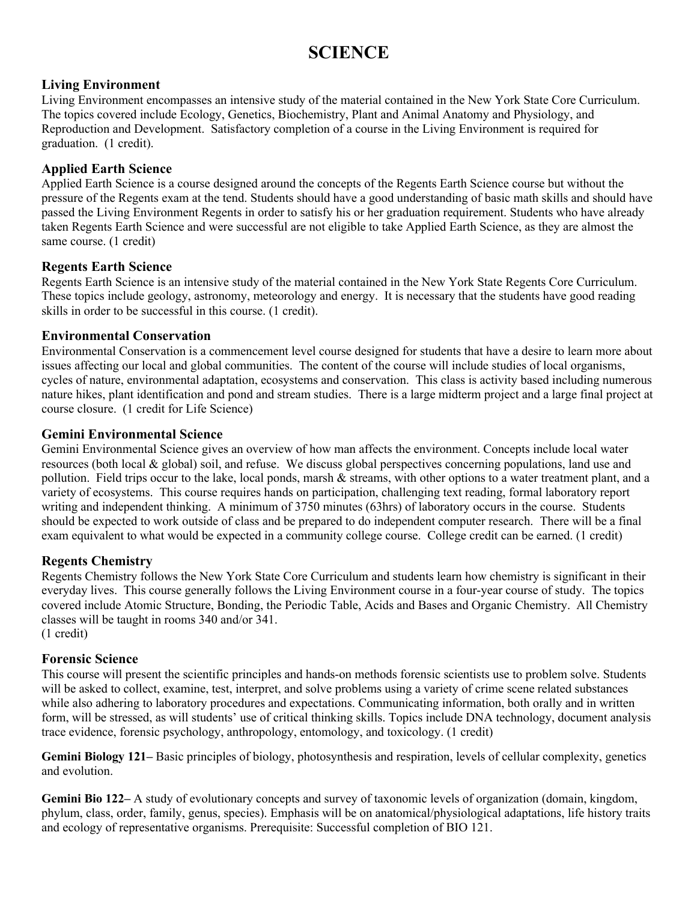# SCIENCE

### Living Environment

Living Environment encompasses an intensive study of the material contained in the New York State Core Curriculum. The topics covered include Ecology, Genetics, Biochemistry, Plant and Animal Anatomy and Physiology, and Reproduction and Development. Satisfactory completion of a course in the Living Environment is required for graduation. (1 credit).

### Applied Earth Science

Applied Earth Science is a course designed around the concepts of the Regents Earth Science course but without the pressure of the Regents exam at the tend. Students should have a good understanding of basic math skills and should have passed the Living Environment Regents in order to satisfy his or her graduation requirement. Students who have already taken Regents Earth Science and were successful are not eligible to take Applied Earth Science, as they are almost the same course. (1 credit)

### Regents Earth Science

Regents Earth Science is an intensive study of the material contained in the New York State Regents Core Curriculum. These topics include geology, astronomy, meteorology and energy. It is necessary that the students have good reading skills in order to be successful in this course. (1 credit).

### Environmental Conservation

Environmental Conservation is a commencement level course designed for students that have a desire to learn more about issues affecting our local and global communities. The content of the course will include studies of local organisms, cycles of nature, environmental adaptation, ecosystems and conservation. This class is activity based including numerous nature hikes, plant identification and pond and stream studies. There is a large midterm project and a large final project at course closure. (1 credit for Life Science)

### Gemini Environmental Science

Gemini Environmental Science gives an overview of how man affects the environment. Concepts include local water resources (both local & global) soil, and refuse. We discuss global perspectives concerning populations, land use and pollution. Field trips occur to the lake, local ponds, marsh & streams, with other options to a water treatment plant, and a variety of ecosystems. This course requires hands on participation, challenging text reading, formal laboratory report writing and independent thinking. A minimum of 3750 minutes (63hrs) of laboratory occurs in the course. Students should be expected to work outside of class and be prepared to do independent computer research. There will be a final exam equivalent to what would be expected in a community college course. College credit can be earned. (1 credit)

### Regents Chemistry

Regents Chemistry follows the New York State Core Curriculum and students learn how chemistry is significant in their everyday lives. This course generally follows the Living Environment course in a four-year course of study. The topics covered include Atomic Structure, Bonding, the Periodic Table, Acids and Bases and Organic Chemistry. All Chemistry classes will be taught in rooms 340 and/or 341.
(1 credit)

### Forensic Science

This course will present the scientific principles and hands-on methods forensic scientists use to problem solve. Students will be asked to collect, examine, test, interpret, and solve problems using a variety of crime scene related substances while also adhering to laboratory procedures and expectations. Communicating information, both orally and in written form, will be stressed, as will students' use of critical thinking skills. Topics include DNA technology, document analysis trace evidence, forensic psychology, anthropology, entomology, and toxicology. (1 credit)

**Gemini Biology 121–** Basic principles of biology, photosynthesis and respiration, levels of cellular complexity, genetics and evolution.

**Gemini Bio 122–** A study of evolutionary concepts and survey of taxonomic levels of organization (domain, kingdom, phylum, class, order, family, genus, species). Emphasis will be on anatomical/physiological adaptations, life history traits and ecology of representative organisms. Prerequisite: Successful completion of BIO 121.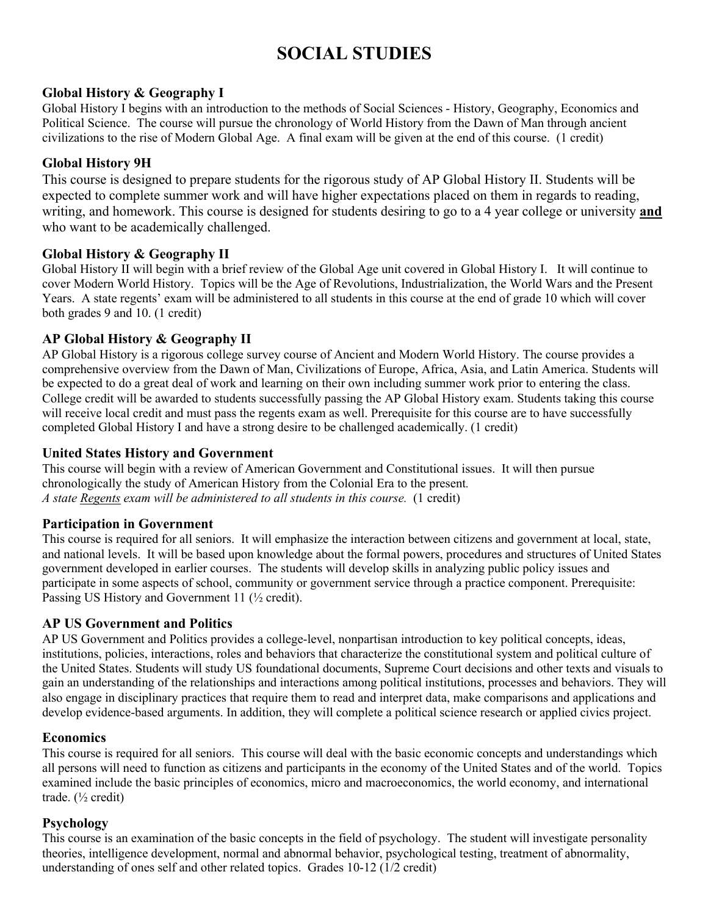# SOCIAL STUDIES

### Global History & Geography I

Global History I begins with an introduction to the methods of Social Sciences - History, Geography, Economics and Political Science. The course will pursue the chronology of World History from the Dawn of Man through ancient civilizations to the rise of Modern Global Age. A final exam will be given at the end of this course. (1 credit)

### Global History 9H

This course is designed to prepare students for the rigorous study of AP Global History II. Students will be expected to complete summer work and will have higher expectations placed on them in regards to reading, writing, and homework. This course is designed for students desiring to go to a 4 year college or university **and** who want to be academically challenged.

### Global History & Geography II

Global History II will begin with a brief review of the Global Age unit covered in Global History I. It will continue to cover Modern World History. Topics will be the Age of Revolutions, Industrialization, the World Wars and the Present Years. A state regents' exam will be administered to all students in this course at the end of grade 10 which will cover both grades 9 and 10. (1 credit)

### AP Global History & Geography II

AP Global History is a rigorous college survey course of Ancient and Modern World History. The course provides a comprehensive overview from the Dawn of Man, Civilizations of Europe, Africa, Asia, and Latin America. Students will be expected to do a great deal of work and learning on their own including summer work prior to entering the class. College credit will be awarded to students successfully passing the AP Global History exam. Students taking this course will receive local credit and must pass the regents exam as well. Prerequisite for this course are to have successfully completed Global History I and have a strong desire to be challenged academically. (1 credit)

### United States History and Government

This course will begin with a review of American Government and Constitutional issues. It will then pursue chronologically the study of American History from the Colonial Era to the present.
*A state Regents exam will be administered to all students in this course.* (1 credit)

### Participation in Government

This course is required for all seniors. It will emphasize the interaction between citizens and government at local, state, and national levels. It will be based upon knowledge about the formal powers, procedures and structures of United States government developed in earlier courses. The students will develop skills in analyzing public policy issues and participate in some aspects of school, community or government service through a practice component. Prerequisite: Passing US History and Government 11 (½ credit).

### AP US Government and Politics

AP US Government and Politics provides a college-level, nonpartisan introduction to key political concepts, ideas, institutions, policies, interactions, roles and behaviors that characterize the constitutional system and political culture of the United States. Students will study US foundational documents, Supreme Court decisions and other texts and visuals to gain an understanding of the relationships and interactions among political institutions, processes and behaviors. They will also engage in disciplinary practices that require them to read and interpret data, make comparisons and applications and develop evidence-based arguments. In addition, they will complete a political science research or applied civics project.

### Economics

This course is required for all seniors. This course will deal with the basic economic concepts and understandings which all persons will need to function as citizens and participants in the economy of the United States and of the world. Topics examined include the basic principles of economics, micro and macroeconomics, the world economy, and international trade. (½ credit)

### Psychology

This course is an examination of the basic concepts in the field of psychology. The student will investigate personality theories, intelligence development, normal and abnormal behavior, psychological testing, treatment of abnormality, understanding of ones self and other related topics. Grades 10-12 (1/2 credit)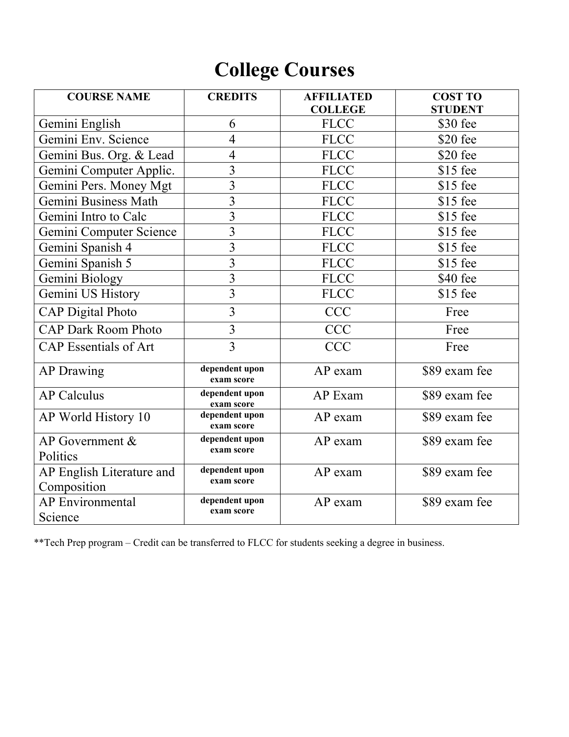# College Courses

| COURSE NAME | CREDITS | AFFILIATED COLLEGE | COST TO STUDENT |
|---|---|---|---|
| Gemini English | 6 | FLCC | $30 fee |
| Gemini Env. Science | 4 | FLCC | $20 fee |
| Gemini Bus. Org. & Lead | 4 | FLCC | $20 fee |
| Gemini Computer Applic. | 3 | FLCC | $15 fee |
| Gemini Pers. Money Mgt | 3 | FLCC | $15 fee |
| Gemini Business Math | 3 | FLCC | $15 fee |
| Gemini Intro to Calc | 3 | FLCC | $15 fee |
| Gemini Computer Science | 3 | FLCC | $15 fee |
| Gemini Spanish 4 | 3 | FLCC | $15 fee |
| Gemini Spanish 5 | 3 | FLCC | $15 fee |
| Gemini Biology | 3 | FLCC | $40 fee |
| Gemini US History | 3 | FLCC | $15 fee |
| CAP Digital Photo | 3 | CCC | Free |
| CAP Dark Room Photo | 3 | CCC | Free |
| CAP Essentials of Art | 3 | CCC | Free |
| AP Drawing | dependent upon exam score | AP exam | $89 exam fee |
| AP Calculus | dependent upon exam score | AP Exam | $89 exam fee |
| AP World History 10 | dependent upon exam score | AP exam | $89 exam fee |
| AP Government & Politics | dependent upon exam score | AP exam | $89 exam fee |
| AP English Literature and Composition | dependent upon exam score | AP exam | $89 exam fee |
| AP Environmental Science | dependent upon exam score | AP exam | $89 exam fee |

**Tech Prep program – Credit can be transferred to FLCC for students seeking a degree in business.